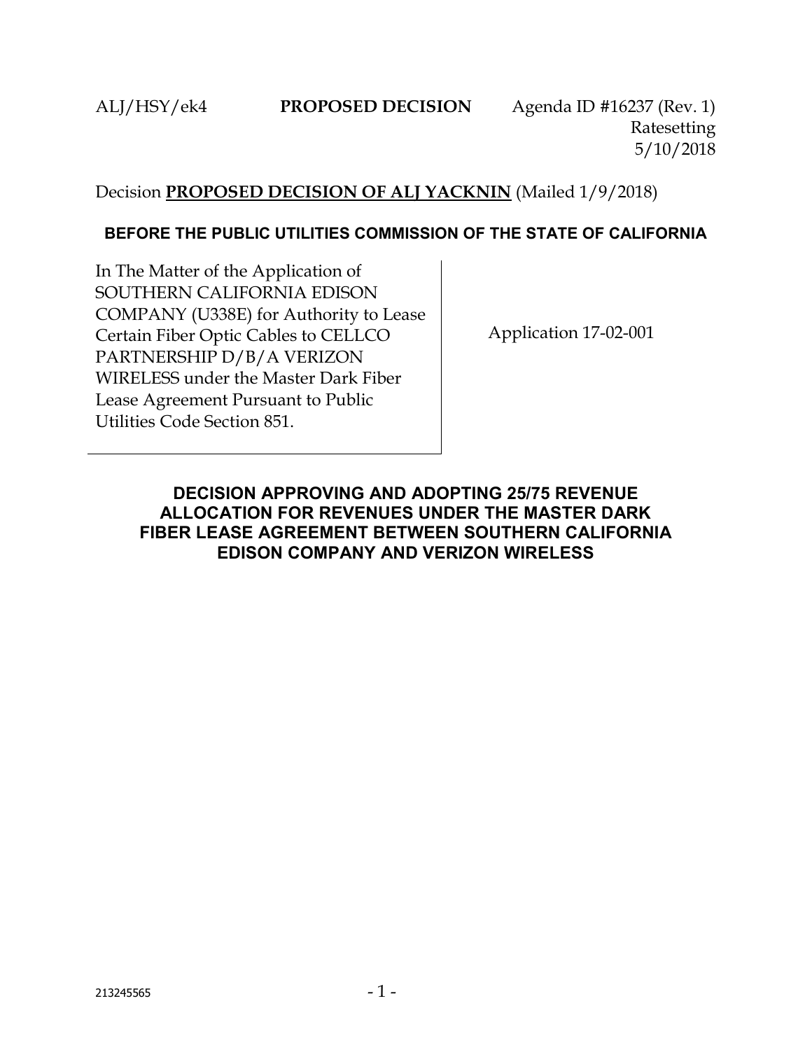ALJ/HSY/ek4 **PROPOSED DECISION** Agenda ID #16237 (Rev. 1)
Ratesetting
5/10/2018

Decision **PROPOSED DECISION OF ALJ YACKNIN** (Mailed 1/9/2018)

**BEFORE THE PUBLIC UTILITIES COMMISSION OF THE STATE OF CALIFORNIA**

| | |
|---|---|
| In The Matter of the Application of SOUTHERN CALIFORNIA EDISON COMPANY (U338E) for Authority to Lease Certain Fiber Optic Cables to CELLCO PARTNERSHIP D/B/A VERIZON WIRELESS under the Master Dark Fiber Lease Agreement Pursuant to Public Utilities Code Section 851. | Application 17-02-001 |

# DECISION APPROVING AND ADOPTING 25/75 REVENUE ALLOCATION FOR REVENUES UNDER THE MASTER DARK FIBER LEASE AGREEMENT BETWEEN SOUTHERN CALIFORNIA EDISON COMPANY AND VERIZON WIRELESS

213245565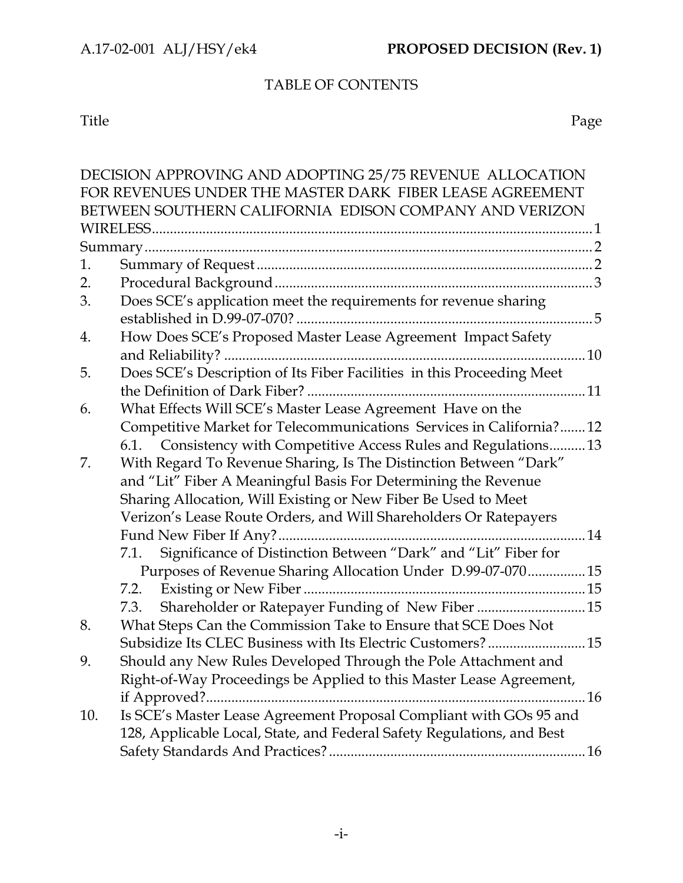TABLE OF CONTENTS

| Title | Page |
|---|---|
| DECISION APPROVING AND ADOPTING 25/75 REVENUE ALLOCATION FOR REVENUES UNDER THE MASTER DARK FIBER LEASE AGREEMENT BETWEEN SOUTHERN CALIFORNIA EDISON COMPANY AND VERIZON WIRELESS | 1 |
| Summary | 2 |
| 1. Summary of Request | 2 |
| 2. Procedural Background | 3 |
| 3. Does SCE's application meet the requirements for revenue sharing established in D.99-07-070? | 5 |
| 4. How Does SCE's Proposed Master Lease Agreement Impact Safety and Reliability? | 10 |
| 5. Does SCE's Description of Its Fiber Facilities in this Proceeding Meet the Definition of Dark Fiber? | 11 |
| 6. What Effects Will SCE's Master Lease Agreement Have on the Competitive Market for Telecommunications Services in California? | 12 |
| 6.1. Consistency with Competitive Access Rules and Regulations | 13 |
| 7. With Regard To Revenue Sharing, Is The Distinction Between "Dark" and "Lit" Fiber A Meaningful Basis For Determining the Revenue Sharing Allocation, Will Existing or New Fiber Be Used to Meet Verizon's Lease Route Orders, and Will Shareholders Or Ratepayers Fund New Fiber If Any? | 14 |
| 7.1. Significance of Distinction Between "Dark" and "Lit" Fiber for Purposes of Revenue Sharing Allocation Under D.99-07-070 | 15 |
| 7.2. Existing or New Fiber | 15 |
| 7.3. Shareholder or Ratepayer Funding of New Fiber | 15 |
| 8. What Steps Can the Commission Take to Ensure that SCE Does Not Subsidize Its CLEC Business with Its Electric Customers? | 15 |
| 9. Should any New Rules Developed Through the Pole Attachment and Right-of-Way Proceedings be Applied to this Master Lease Agreement, if Approved? | 16 |
| 10. Is SCE's Master Lease Agreement Proposal Compliant with GOs 95 and 128, Applicable Local, State, and Federal Safety Regulations, and Best Safety Standards And Practices? | 16 |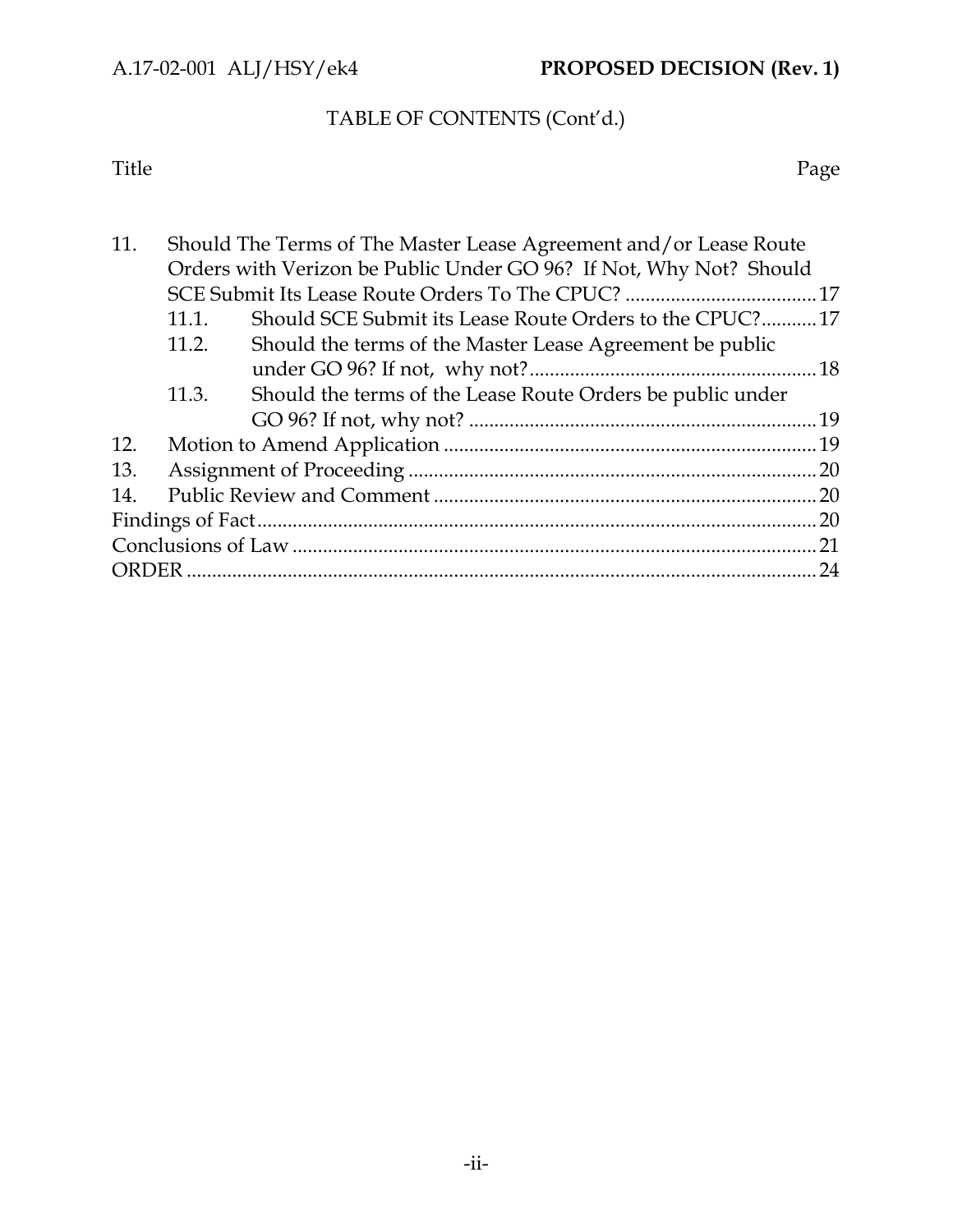TABLE OF CONTENTS (Cont'd.)

| Title | | Page |
|---|---|---|
| 11. | Should The Terms of The Master Lease Agreement and/or Lease Route Orders with Verizon be Public Under GO 96? If Not, Why Not? Should SCE Submit Its Lease Route Orders To The CPUC? | 17 |
| | 11.1. Should SCE Submit its Lease Route Orders to the CPUC? | 17 |
| | 11.2. Should the terms of the Master Lease Agreement be public under GO 96? If not, why not? | 18 |
| | 11.3. Should the terms of the Lease Route Orders be public under GO 96? If not, why not? | 19 |
| 12. | Motion to Amend Application | 19 |
| 13. | Assignment of Proceeding | 20 |
| 14. | Public Review and Comment | 20 |
| Findings of Fact | | 20 |
| Conclusions of Law | | 21 |
| ORDER | | 24 |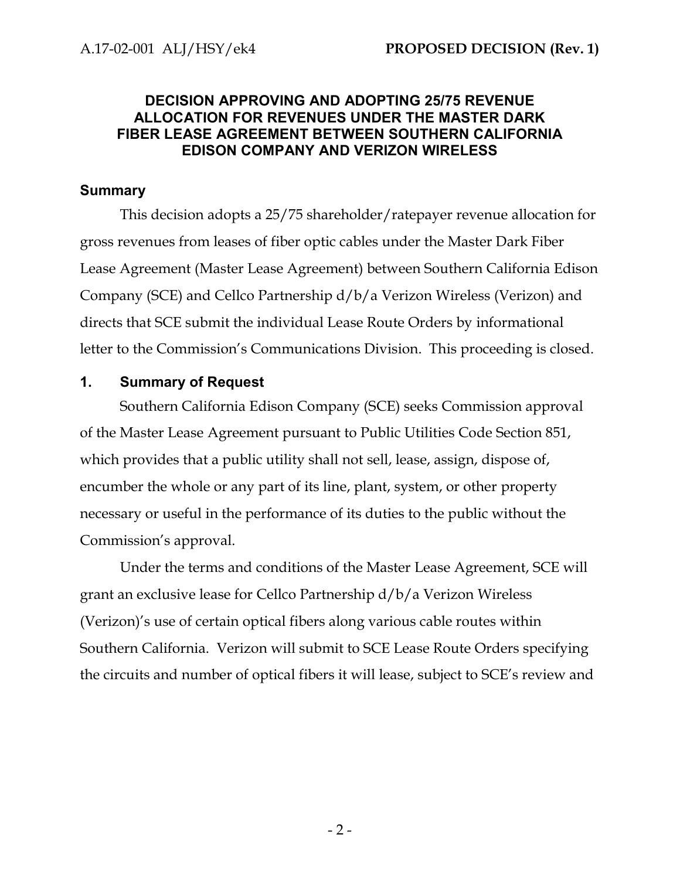## DECISION APPROVING AND ADOPTING 25/75 REVENUE ALLOCATION FOR REVENUES UNDER THE MASTER DARK FIBER LEASE AGREEMENT BETWEEN SOUTHERN CALIFORNIA EDISON COMPANY AND VERIZON WIRELESS

### Summary

This decision adopts a 25/75 shareholder/ratepayer revenue allocation for gross revenues from leases of fiber optic cables under the Master Dark Fiber Lease Agreement (Master Lease Agreement) between Southern California Edison Company (SCE) and Cellco Partnership d/b/a Verizon Wireless (Verizon) and directs that SCE submit the individual Lease Route Orders by informational letter to the Commission's Communications Division. This proceeding is closed.

### 1. Summary of Request

Southern California Edison Company (SCE) seeks Commission approval of the Master Lease Agreement pursuant to Public Utilities Code Section 851, which provides that a public utility shall not sell, lease, assign, dispose of, encumber the whole or any part of its line, plant, system, or other property necessary or useful in the performance of its duties to the public without the Commission's approval.

Under the terms and conditions of the Master Lease Agreement, SCE will grant an exclusive lease for Cellco Partnership d/b/a Verizon Wireless (Verizon)'s use of certain optical fibers along various cable routes within Southern California. Verizon will submit to SCE Lease Route Orders specifying the circuits and number of optical fibers it will lease, subject to SCE's review and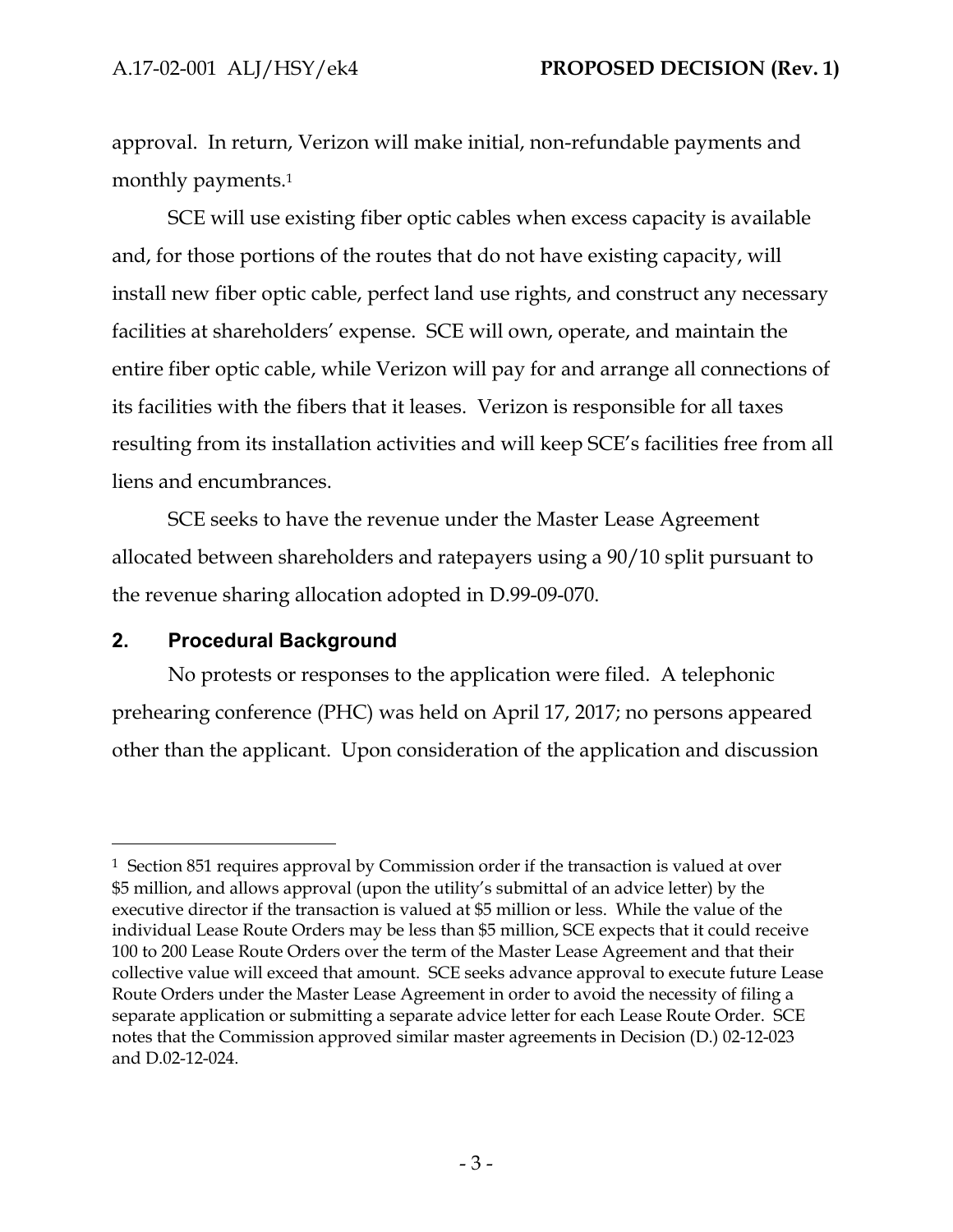approval. In return, Verizon will make initial, non-refundable payments and monthly payments.[1]

SCE will use existing fiber optic cables when excess capacity is available and, for those portions of the routes that do not have existing capacity, will install new fiber optic cable, perfect land use rights, and construct any necessary facilities at shareholders' expense. SCE will own, operate, and maintain the entire fiber optic cable, while Verizon will pay for and arrange all connections of its facilities with the fibers that it leases. Verizon is responsible for all taxes resulting from its installation activities and will keep SCE's facilities free from all liens and encumbrances.

SCE seeks to have the revenue under the Master Lease Agreement allocated between shareholders and ratepayers using a 90/10 split pursuant to the revenue sharing allocation adopted in D.99-09-070.

## 2. Procedural Background

No protests or responses to the application were filed. A telephonic prehearing conference (PHC) was held on April 17, 2017; no persons appeared other than the applicant. Upon consideration of the application and discussion

---

[1] Section 851 requires approval by Commission order if the transaction is valued at over $5 million, and allows approval (upon the utility's submittal of an advice letter) by the executive director if the transaction is valued at $5 million or less. While the value of the individual Lease Route Orders may be less than $5 million, SCE expects that it could receive 100 to 200 Lease Route Orders over the term of the Master Lease Agreement and that their collective value will exceed that amount. SCE seeks advance approval to execute future Lease Route Orders under the Master Lease Agreement in order to avoid the necessity of filing a separate application or submitting a separate advice letter for each Lease Route Order. SCE notes that the Commission approved similar master agreements in Decision (D.) 02-12-023 and D.02-12-024.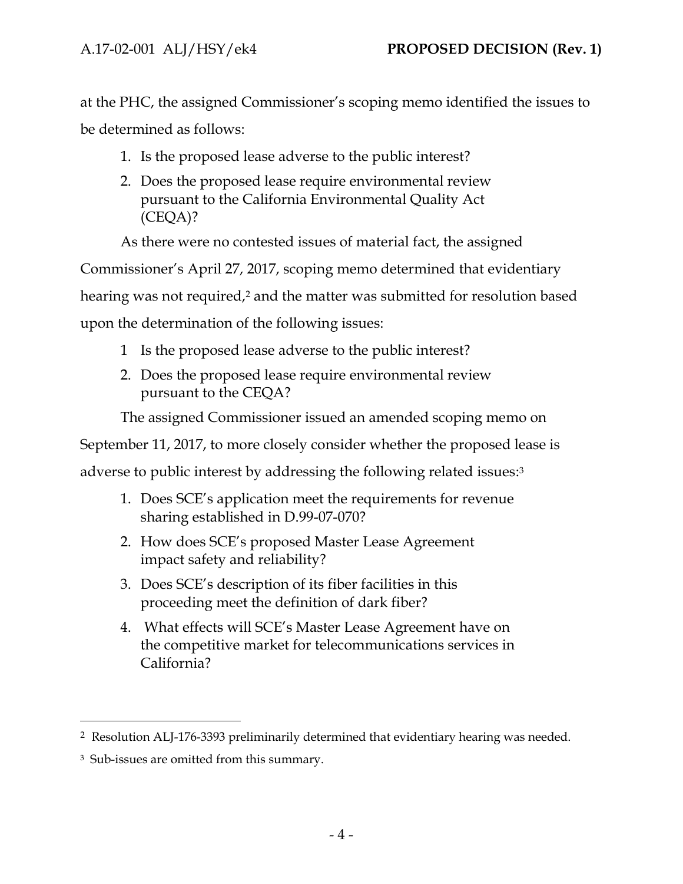at the PHC, the assigned Commissioner's scoping memo identified the issues to be determined as follows:

1. Is the proposed lease adverse to the public interest?
2. Does the proposed lease require environmental review pursuant to the California Environmental Quality Act (CEQA)?

As there were no contested issues of material fact, the assigned Commissioner's April 27, 2017, scoping memo determined that evidentiary hearing was not required,[2] and the matter was submitted for resolution based upon the determination of the following issues:

1 Is the proposed lease adverse to the public interest?

2. Does the proposed lease require environmental review pursuant to the CEQA?

The assigned Commissioner issued an amended scoping memo on September 11, 2017, to more closely consider whether the proposed lease is adverse to public interest by addressing the following related issues:[3]

1. Does SCE's application meet the requirements for revenue sharing established in D.99-07-070?
2. How does SCE's proposed Master Lease Agreement impact safety and reliability?
3. Does SCE's description of its fiber facilities in this proceeding meet the definition of dark fiber?
4. What effects will SCE's Master Lease Agreement have on the competitive market for telecommunications services in California?

---

[2] Resolution ALJ-176-3393 preliminarily determined that evidentiary hearing was needed.

[3] Sub-issues are omitted from this summary.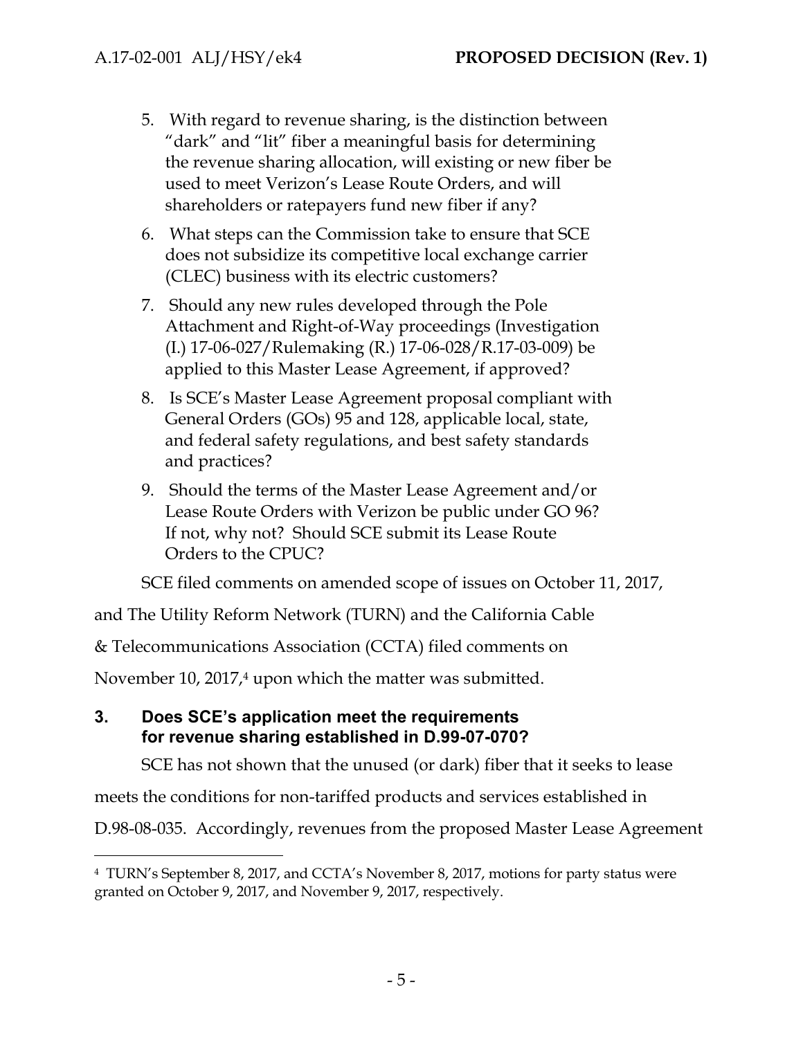5. With regard to revenue sharing, is the distinction between "dark" and "lit" fiber a meaningful basis for determining the revenue sharing allocation, will existing or new fiber be used to meet Verizon's Lease Route Orders, and will shareholders or ratepayers fund new fiber if any?
6. What steps can the Commission take to ensure that SCE does not subsidize its competitive local exchange carrier (CLEC) business with its electric customers?
7. Should any new rules developed through the Pole Attachment and Right-of-Way proceedings (Investigation (I.) 17-06-027/Rulemaking (R.) 17-06-028/R.17-03-009) be applied to this Master Lease Agreement, if approved?
8. Is SCE's Master Lease Agreement proposal compliant with General Orders (GOs) 95 and 128, applicable local, state, and federal safety regulations, and best safety standards and practices?
9. Should the terms of the Master Lease Agreement and/or Lease Route Orders with Verizon be public under GO 96? If not, why not? Should SCE submit its Lease Route Orders to the CPUC?

SCE filed comments on amended scope of issues on October 11, 2017, and The Utility Reform Network (TURN) and the California Cable & Telecommunications Association (CCTA) filed comments on November 10, 2017,[4] upon which the matter was submitted.

## 3. Does SCE's application meet the requirements for revenue sharing established in D.99-07-070?

SCE has not shown that the unused (or dark) fiber that it seeks to lease meets the conditions for non-tariffed products and services established in D.98-08-035. Accordingly, revenues from the proposed Master Lease Agreement

[4] TURN's September 8, 2017, and CCTA's November 8, 2017, motions for party status were granted on October 9, 2017, and November 9, 2017, respectively.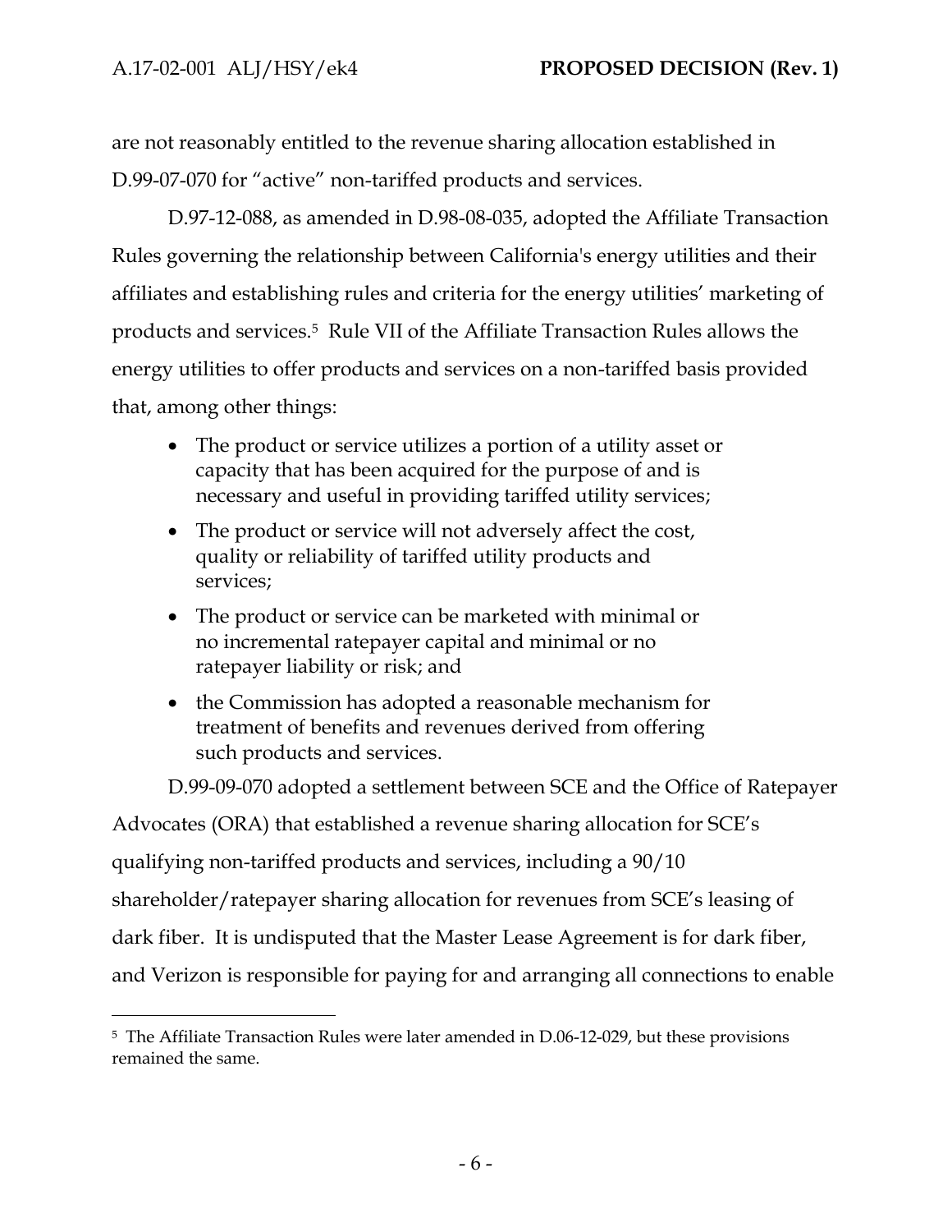are not reasonably entitled to the revenue sharing allocation established in D.99-07-070 for "active" non-tariffed products and services.

D.97-12-088, as amended in D.98-08-035, adopted the Affiliate Transaction Rules governing the relationship between California's energy utilities and their affiliates and establishing rules and criteria for the energy utilities' marketing of products and services.[5] Rule VII of the Affiliate Transaction Rules allows the energy utilities to offer products and services on a non-tariffed basis provided that, among other things:

- The product or service utilizes a portion of a utility asset or capacity that has been acquired for the purpose of and is necessary and useful in providing tariffed utility services;
- The product or service will not adversely affect the cost, quality or reliability of tariffed utility products and services;
- The product or service can be marketed with minimal or no incremental ratepayer capital and minimal or no ratepayer liability or risk; and
- the Commission has adopted a reasonable mechanism for treatment of benefits and revenues derived from offering such products and services.

D.99-09-070 adopted a settlement between SCE and the Office of Ratepayer Advocates (ORA) that established a revenue sharing allocation for SCE's qualifying non-tariffed products and services, including a 90/10 shareholder/ratepayer sharing allocation for revenues from SCE's leasing of dark fiber. It is undisputed that the Master Lease Agreement is for dark fiber, and Verizon is responsible for paying for and arranging all connections to enable

---

[5] The Affiliate Transaction Rules were later amended in D.06-12-029, but these provisions remained the same.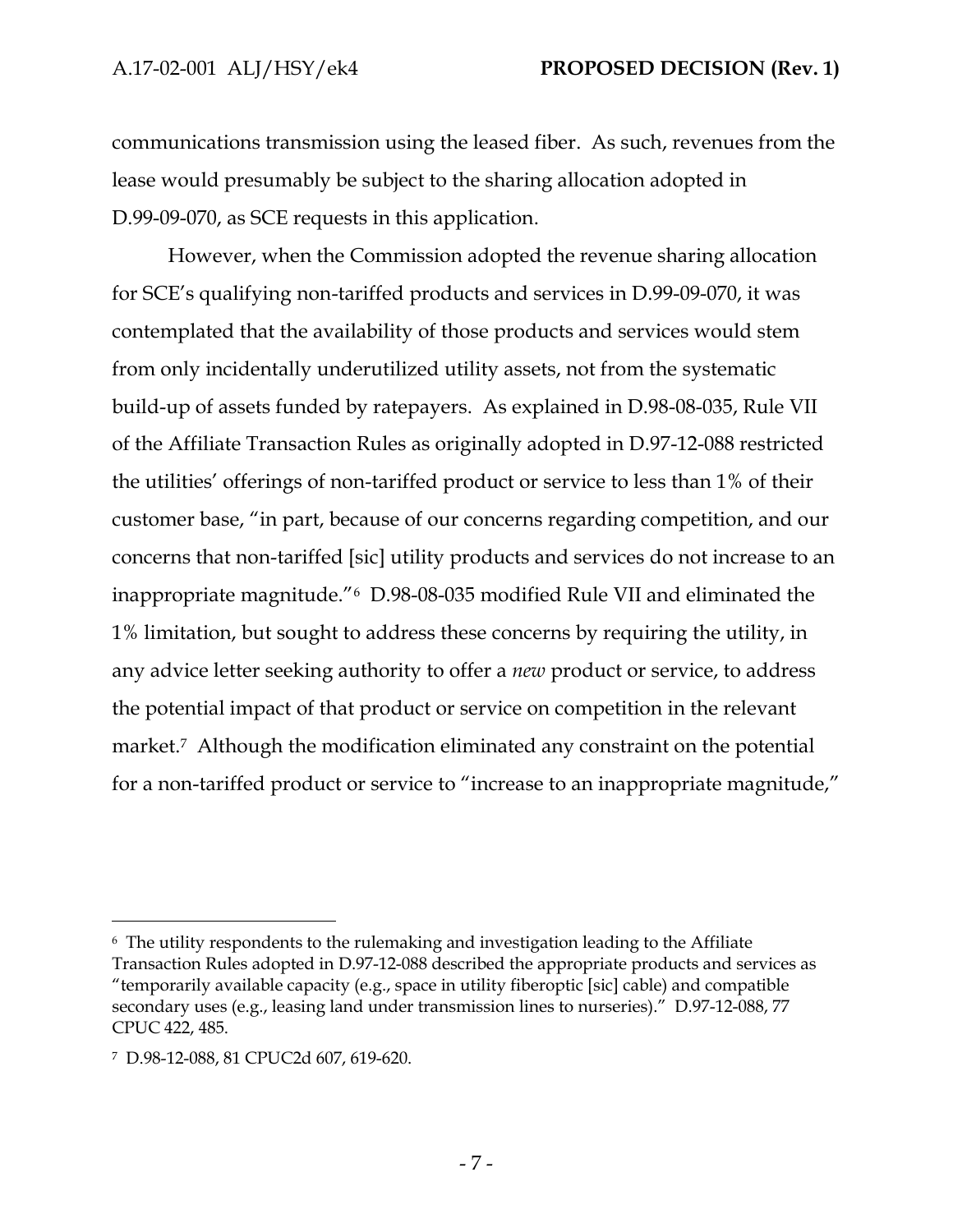communications transmission using the leased fiber. As such, revenues from the lease would presumably be subject to the sharing allocation adopted in D.99-09-070, as SCE requests in this application.

However, when the Commission adopted the revenue sharing allocation for SCE's qualifying non-tariffed products and services in D.99-09-070, it was contemplated that the availability of those products and services would stem from only incidentally underutilized utility assets, not from the systematic build-up of assets funded by ratepayers. As explained in D.98-08-035, Rule VII of the Affiliate Transaction Rules as originally adopted in D.97-12-088 restricted the utilities' offerings of non-tariffed product or service to less than 1% of their customer base, "in part, because of our concerns regarding competition, and our concerns that non-tariffed [sic] utility products and services do not increase to an inappropriate magnitude."[6] D.98-08-035 modified Rule VII and eliminated the 1% limitation, but sought to address these concerns by requiring the utility, in any advice letter seeking authority to offer a *new* product or service, to address the potential impact of that product or service on competition in the relevant market.[7] Although the modification eliminated any constraint on the potential for a non-tariffed product or service to "increase to an inappropriate magnitude,"

---

[6] The utility respondents to the rulemaking and investigation leading to the Affiliate Transaction Rules adopted in D.97-12-088 described the appropriate products and services as "temporarily available capacity (e.g., space in utility fiberoptic [sic] cable) and compatible secondary uses (e.g., leasing land under transmission lines to nurseries)." D.97-12-088, 77 CPUC 422, 485.

[7] D.98-12-088, 81 CPUC2d 607, 619-620.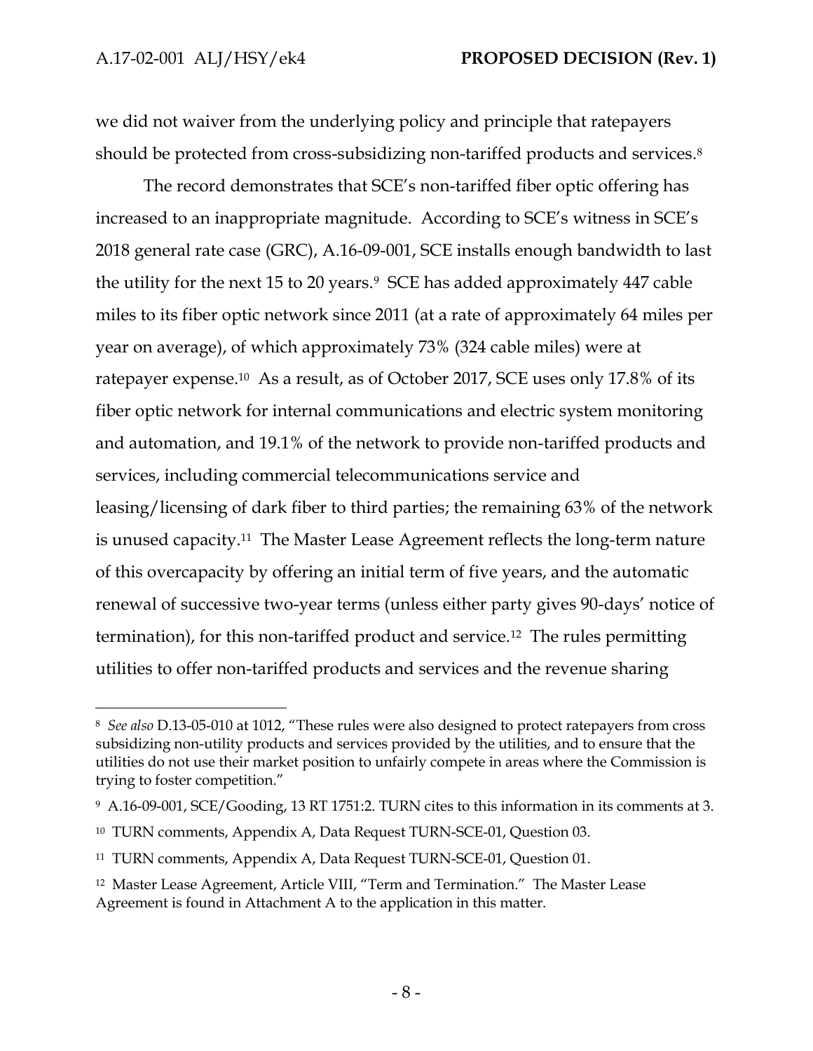we did not waiver from the underlying policy and principle that ratepayers should be protected from cross-subsidizing non-tariffed products and services.[8]

The record demonstrates that SCE's non-tariffed fiber optic offering has increased to an inappropriate magnitude. According to SCE's witness in SCE's 2018 general rate case (GRC), A.16-09-001, SCE installs enough bandwidth to last the utility for the next 15 to 20 years.[9] SCE has added approximately 447 cable miles to its fiber optic network since 2011 (at a rate of approximately 64 miles per year on average), of which approximately 73% (324 cable miles) were at ratepayer expense.[10] As a result, as of October 2017, SCE uses only 17.8% of its fiber optic network for internal communications and electric system monitoring and automation, and 19.1% of the network to provide non-tariffed products and services, including commercial telecommunications service and leasing/licensing of dark fiber to third parties; the remaining 63% of the network is unused capacity.[11] The Master Lease Agreement reflects the long-term nature of this overcapacity by offering an initial term of five years, and the automatic renewal of successive two-year terms (unless either party gives 90-days' notice of termination), for this non-tariffed product and service.[12] The rules permitting utilities to offer non-tariffed products and services and the revenue sharing

---

[8] *See also* D.13-05-010 at 1012, "These rules were also designed to protect ratepayers from cross subsidizing non-utility products and services provided by the utilities, and to ensure that the utilities do not use their market position to unfairly compete in areas where the Commission is trying to foster competition."

[9] A.16-09-001, SCE/Gooding, 13 RT 1751:2. TURN cites to this information in its comments at 3.

[10] TURN comments, Appendix A, Data Request TURN-SCE-01, Question 03.

[11] TURN comments, Appendix A, Data Request TURN-SCE-01, Question 01.

[12] Master Lease Agreement, Article VIII, "Term and Termination." The Master Lease Agreement is found in Attachment A to the application in this matter.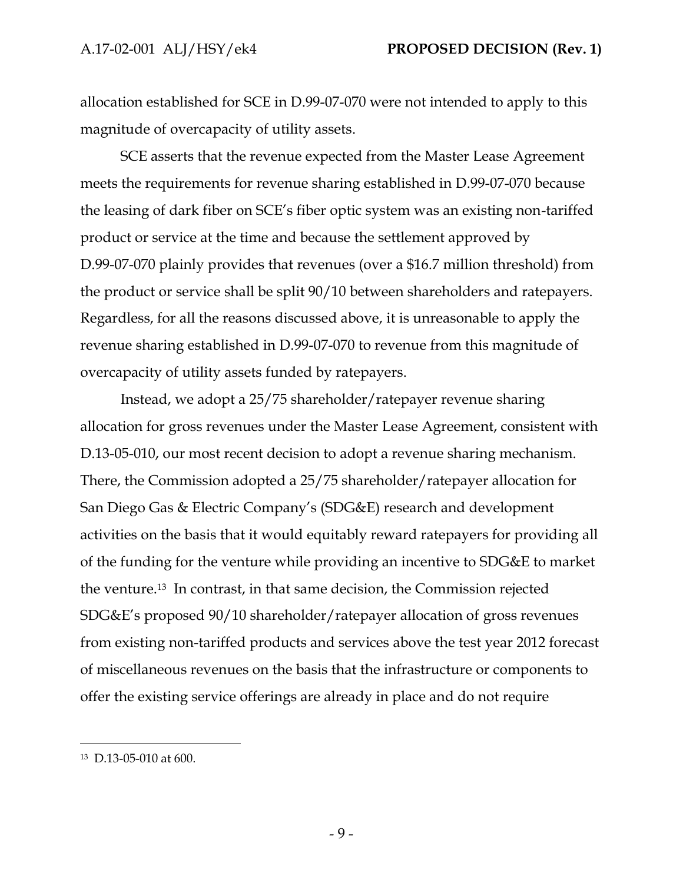allocation established for SCE in D.99-07-070 were not intended to apply to this magnitude of overcapacity of utility assets.

SCE asserts that the revenue expected from the Master Lease Agreement meets the requirements for revenue sharing established in D.99-07-070 because the leasing of dark fiber on SCE's fiber optic system was an existing non-tariffed product or service at the time and because the settlement approved by D.99-07-070 plainly provides that revenues (over a $16.7 million threshold) from the product or service shall be split 90/10 between shareholders and ratepayers. Regardless, for all the reasons discussed above, it is unreasonable to apply the revenue sharing established in D.99-07-070 to revenue from this magnitude of overcapacity of utility assets funded by ratepayers.

Instead, we adopt a 25/75 shareholder/ratepayer revenue sharing allocation for gross revenues under the Master Lease Agreement, consistent with D.13-05-010, our most recent decision to adopt a revenue sharing mechanism. There, the Commission adopted a 25/75 shareholder/ratepayer allocation for San Diego Gas & Electric Company's (SDG&E) research and development activities on the basis that it would equitably reward ratepayers for providing all of the funding for the venture while providing an incentive to SDG&E to market the venture.[13] In contrast, in that same decision, the Commission rejected SDG&E's proposed 90/10 shareholder/ratepayer allocation of gross revenues from existing non-tariffed products and services above the test year 2012 forecast of miscellaneous revenues on the basis that the infrastructure or components to offer the existing service offerings are already in place and do not require

---

[13] D.13-05-010 at 600.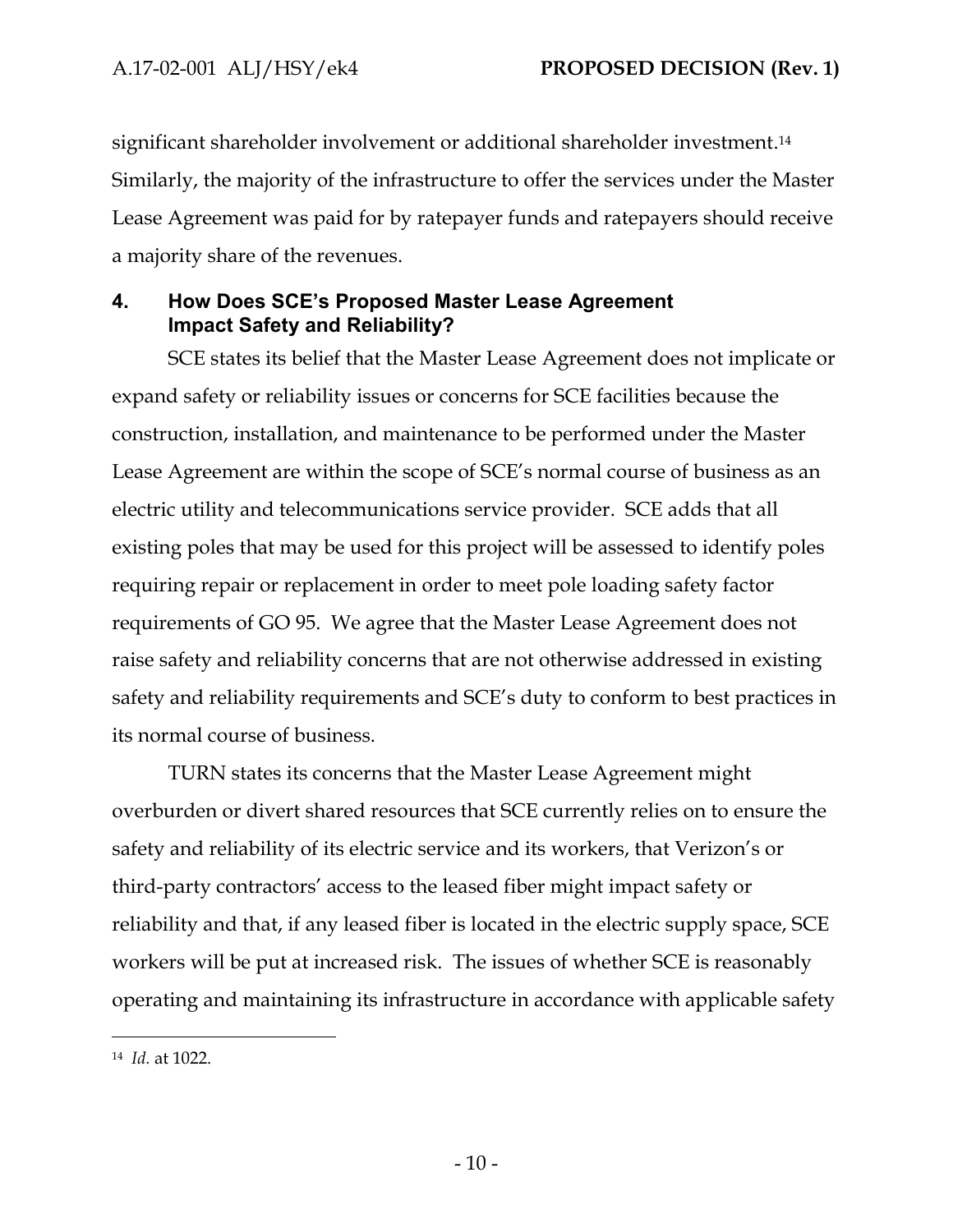significant shareholder involvement or additional shareholder investment.[14] Similarly, the majority of the infrastructure to offer the services under the Master Lease Agreement was paid for by ratepayer funds and ratepayers should receive a majority share of the revenues.

## 4. How Does SCE's Proposed Master Lease Agreement Impact Safety and Reliability?

SCE states its belief that the Master Lease Agreement does not implicate or expand safety or reliability issues or concerns for SCE facilities because the construction, installation, and maintenance to be performed under the Master Lease Agreement are within the scope of SCE's normal course of business as an electric utility and telecommunications service provider. SCE adds that all existing poles that may be used for this project will be assessed to identify poles requiring repair or replacement in order to meet pole loading safety factor requirements of GO 95. We agree that the Master Lease Agreement does not raise safety and reliability concerns that are not otherwise addressed in existing safety and reliability requirements and SCE's duty to conform to best practices in its normal course of business.

TURN states its concerns that the Master Lease Agreement might overburden or divert shared resources that SCE currently relies on to ensure the safety and reliability of its electric service and its workers, that Verizon's or third-party contractors' access to the leased fiber might impact safety or reliability and that, if any leased fiber is located in the electric supply space, SCE workers will be put at increased risk. The issues of whether SCE is reasonably operating and maintaining its infrastructure in accordance with applicable safety

---

[14] *Id.* at 1022.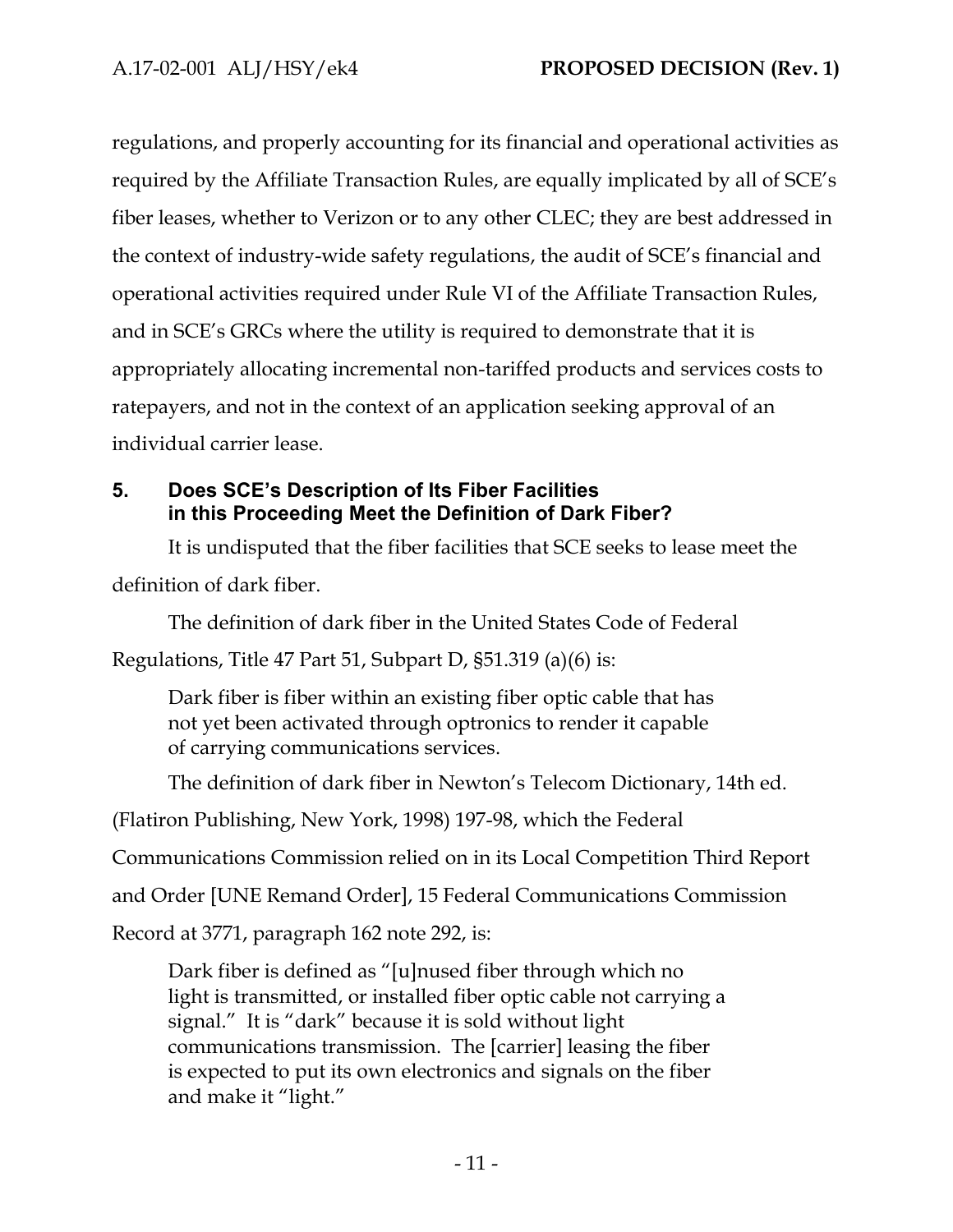regulations, and properly accounting for its financial and operational activities as required by the Affiliate Transaction Rules, are equally implicated by all of SCE's fiber leases, whether to Verizon or to any other CLEC; they are best addressed in the context of industry-wide safety regulations, the audit of SCE's financial and operational activities required under Rule VI of the Affiliate Transaction Rules, and in SCE's GRCs where the utility is required to demonstrate that it is appropriately allocating incremental non-tariffed products and services costs to ratepayers, and not in the context of an application seeking approval of an individual carrier lease.

## 5. Does SCE's Description of Its Fiber Facilities in this Proceeding Meet the Definition of Dark Fiber?

It is undisputed that the fiber facilities that SCE seeks to lease meet the definition of dark fiber.

The definition of dark fiber in the United States Code of Federal Regulations, Title 47 Part 51, Subpart D, §51.319 (a)(6) is:

> Dark fiber is fiber within an existing fiber optic cable that has not yet been activated through optronics to render it capable of carrying communications services.

The definition of dark fiber in Newton's Telecom Dictionary, 14th ed. (Flatiron Publishing, New York, 1998) 197-98, which the Federal Communications Commission relied on in its Local Competition Third Report and Order [UNE Remand Order], 15 Federal Communications Commission Record at 3771, paragraph 162 note 292, is:

> Dark fiber is defined as "[u]nused fiber through which no light is transmitted, or installed fiber optic cable not carrying a signal." It is "dark" because it is sold without light communications transmission. The [carrier] leasing the fiber is expected to put its own electronics and signals on the fiber and make it "light."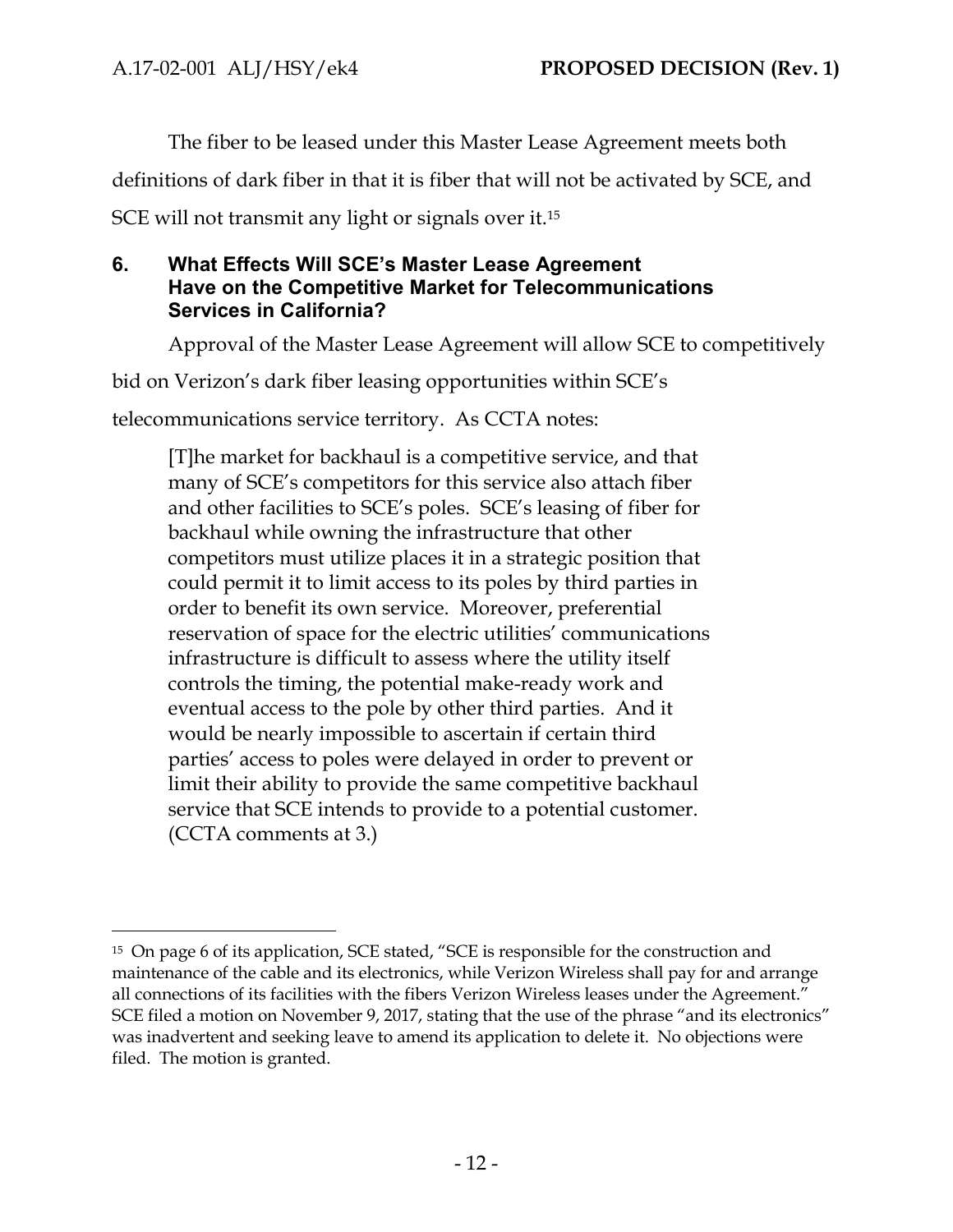The fiber to be leased under this Master Lease Agreement meets both definitions of dark fiber in that it is fiber that will not be activated by SCE, and SCE will not transmit any light or signals over it.[15]

## 6. What Effects Will SCE's Master Lease Agreement Have on the Competitive Market for Telecommunications Services in California?

Approval of the Master Lease Agreement will allow SCE to competitively bid on Verizon's dark fiber leasing opportunities within SCE's telecommunications service territory. As CCTA notes:

> [T]he market for backhaul is a competitive service, and that many of SCE's competitors for this service also attach fiber and other facilities to SCE's poles. SCE's leasing of fiber for backhaul while owning the infrastructure that other competitors must utilize places it in a strategic position that could permit it to limit access to its poles by third parties in order to benefit its own service. Moreover, preferential reservation of space for the electric utilities' communications infrastructure is difficult to assess where the utility itself controls the timing, the potential make-ready work and eventual access to the pole by other third parties. And it would be nearly impossible to ascertain if certain third parties' access to poles were delayed in order to prevent or limit their ability to provide the same competitive backhaul service that SCE intends to provide to a potential customer. (CCTA comments at 3.)

---

[15] On page 6 of its application, SCE stated, "SCE is responsible for the construction and maintenance of the cable and its electronics, while Verizon Wireless shall pay for and arrange all connections of its facilities with the fibers Verizon Wireless leases under the Agreement." SCE filed a motion on November 9, 2017, stating that the use of the phrase "and its electronics" was inadvertent and seeking leave to amend its application to delete it. No objections were filed. The motion is granted.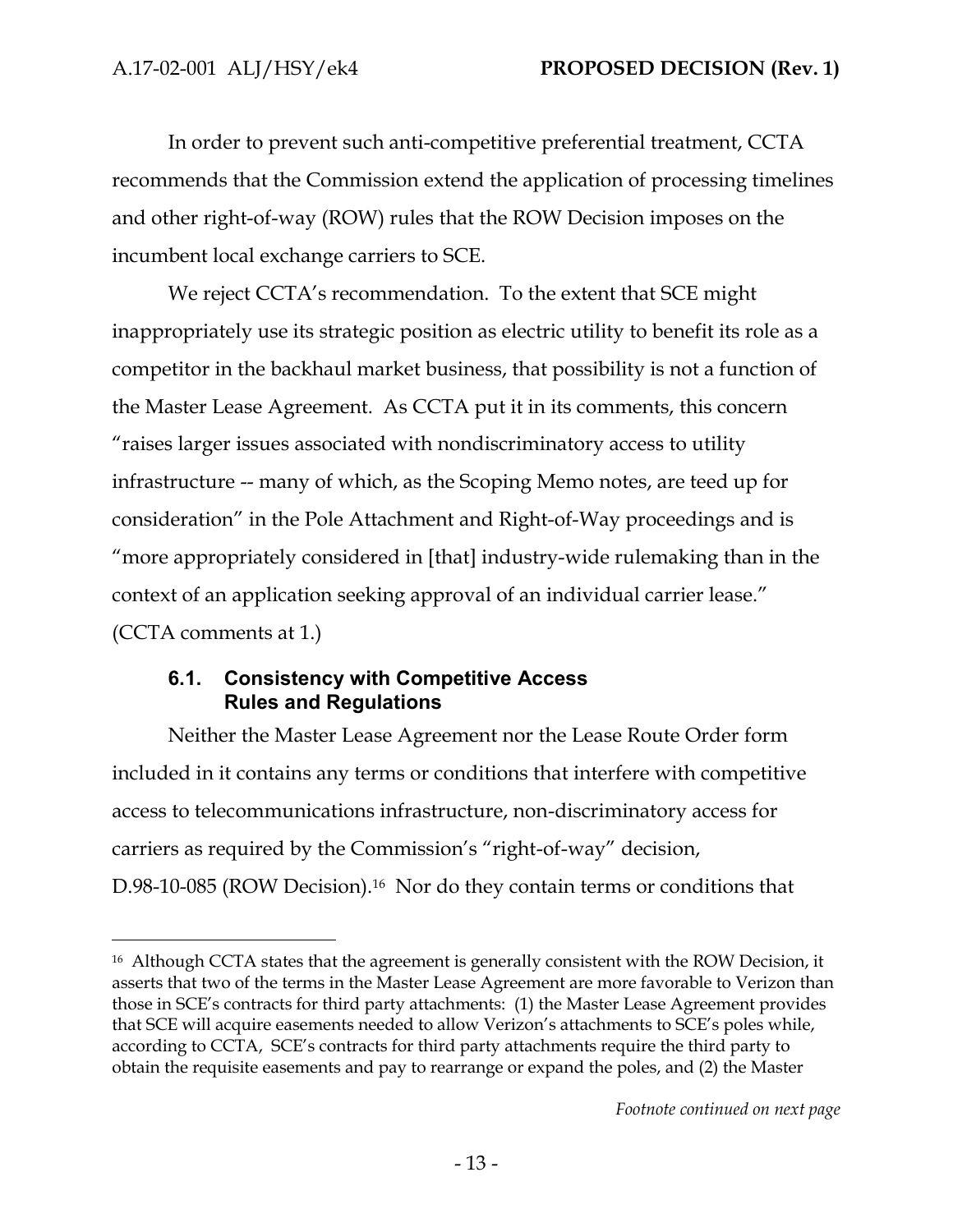In order to prevent such anti-competitive preferential treatment, CCTA recommends that the Commission extend the application of processing timelines and other right-of-way (ROW) rules that the ROW Decision imposes on the incumbent local exchange carriers to SCE.

We reject CCTA's recommendation. To the extent that SCE might inappropriately use its strategic position as electric utility to benefit its role as a competitor in the backhaul market business, that possibility is not a function of the Master Lease Agreement. As CCTA put it in its comments, this concern "raises larger issues associated with nondiscriminatory access to utility infrastructure -- many of which, as the Scoping Memo notes, are teed up for consideration" in the Pole Attachment and Right-of-Way proceedings and is "more appropriately considered in [that] industry-wide rulemaking than in the context of an application seeking approval of an individual carrier lease." (CCTA comments at 1.)

### 6.1. Consistency with Competitive Access Rules and Regulations

Neither the Master Lease Agreement nor the Lease Route Order form included in it contains any terms or conditions that interfere with competitive access to telecommunications infrastructure, non-discriminatory access for carriers as required by the Commission's "right-of-way" decision, D.98-10-085 (ROW Decision).[16] Nor do they contain terms or conditions that

---

[16] Although CCTA states that the agreement is generally consistent with the ROW Decision, it asserts that two of the terms in the Master Lease Agreement are more favorable to Verizon than those in SCE's contracts for third party attachments: (1) the Master Lease Agreement provides that SCE will acquire easements needed to allow Verizon's attachments to SCE's poles while, according to CCTA, SCE's contracts for third party attachments require the third party to obtain the requisite easements and pay to rearrange or expand the poles, and (2) the Master

*Footnote continued on next page*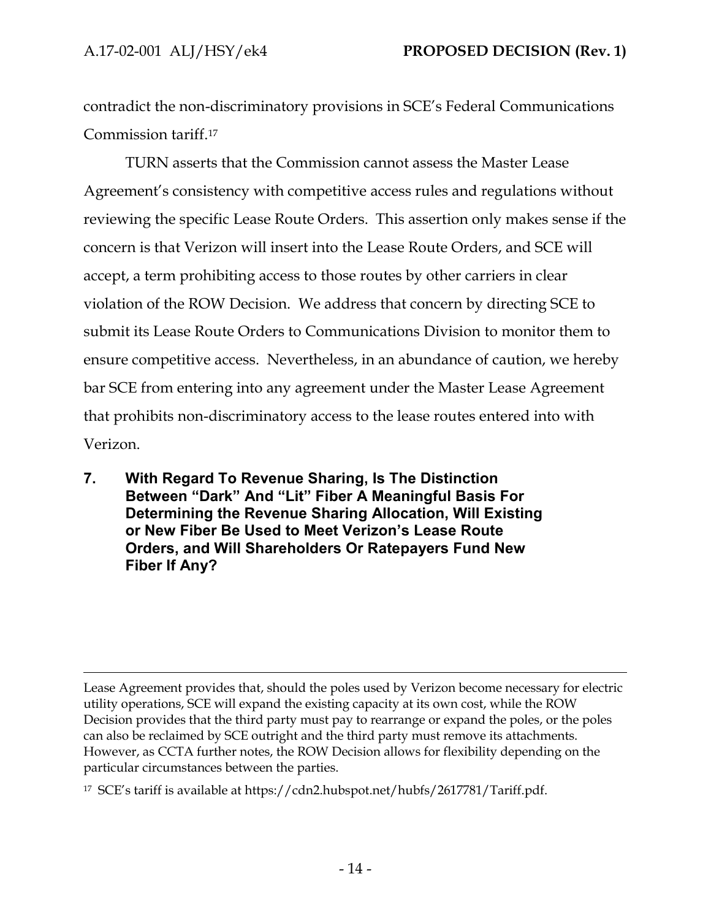contradict the non-discriminatory provisions in SCE's Federal Communications Commission tariff.[17]

TURN asserts that the Commission cannot assess the Master Lease Agreement's consistency with competitive access rules and regulations without reviewing the specific Lease Route Orders. This assertion only makes sense if the concern is that Verizon will insert into the Lease Route Orders, and SCE will accept, a term prohibiting access to those routes by other carriers in clear violation of the ROW Decision. We address that concern by directing SCE to submit its Lease Route Orders to Communications Division to monitor them to ensure competitive access. Nevertheless, in an abundance of caution, we hereby bar SCE from entering into any agreement under the Master Lease Agreement that prohibits non-discriminatory access to the lease routes entered into with Verizon.

## 7. With Regard To Revenue Sharing, Is The Distinction Between "Dark" And "Lit" Fiber A Meaningful Basis For Determining the Revenue Sharing Allocation, Will Existing or New Fiber Be Used to Meet Verizon's Lease Route Orders, and Will Shareholders Or Ratepayers Fund New Fiber If Any?

---

Lease Agreement provides that, should the poles used by Verizon become necessary for electric utility operations, SCE will expand the existing capacity at its own cost, while the ROW Decision provides that the third party must pay to rearrange or expand the poles, or the poles can also be reclaimed by SCE outright and the third party must remove its attachments. However, as CCTA further notes, the ROW Decision allows for flexibility depending on the particular circumstances between the parties.

[17] SCE's tariff is available at https://cdn2.hubspot.net/hubfs/2617781/Tariff.pdf.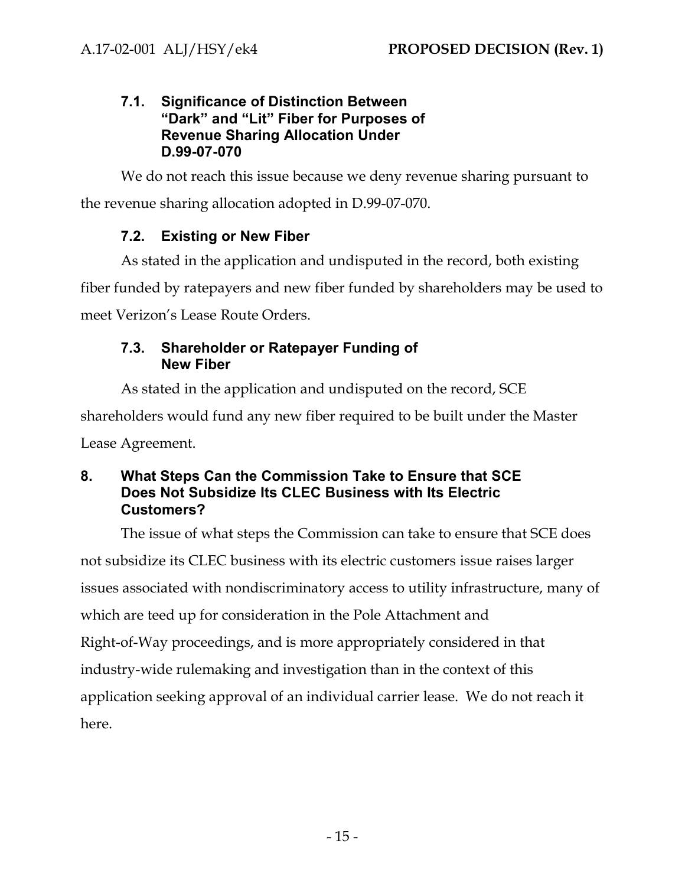### 7.1. Significance of Distinction Between "Dark" and "Lit" Fiber for Purposes of Revenue Sharing Allocation Under D.99-07-070

We do not reach this issue because we deny revenue sharing pursuant to the revenue sharing allocation adopted in D.99-07-070.

### 7.2. Existing or New Fiber

As stated in the application and undisputed in the record, both existing fiber funded by ratepayers and new fiber funded by shareholders may be used to meet Verizon's Lease Route Orders.

### 7.3. Shareholder or Ratepayer Funding of New Fiber

As stated in the application and undisputed on the record, SCE shareholders would fund any new fiber required to be built under the Master Lease Agreement.

## 8. What Steps Can the Commission Take to Ensure that SCE Does Not Subsidize Its CLEC Business with Its Electric Customers?

The issue of what steps the Commission can take to ensure that SCE does not subsidize its CLEC business with its electric customers issue raises larger issues associated with nondiscriminatory access to utility infrastructure, many of which are teed up for consideration in the Pole Attachment and Right-of-Way proceedings, and is more appropriately considered in that industry-wide rulemaking and investigation than in the context of this application seeking approval of an individual carrier lease. We do not reach it here.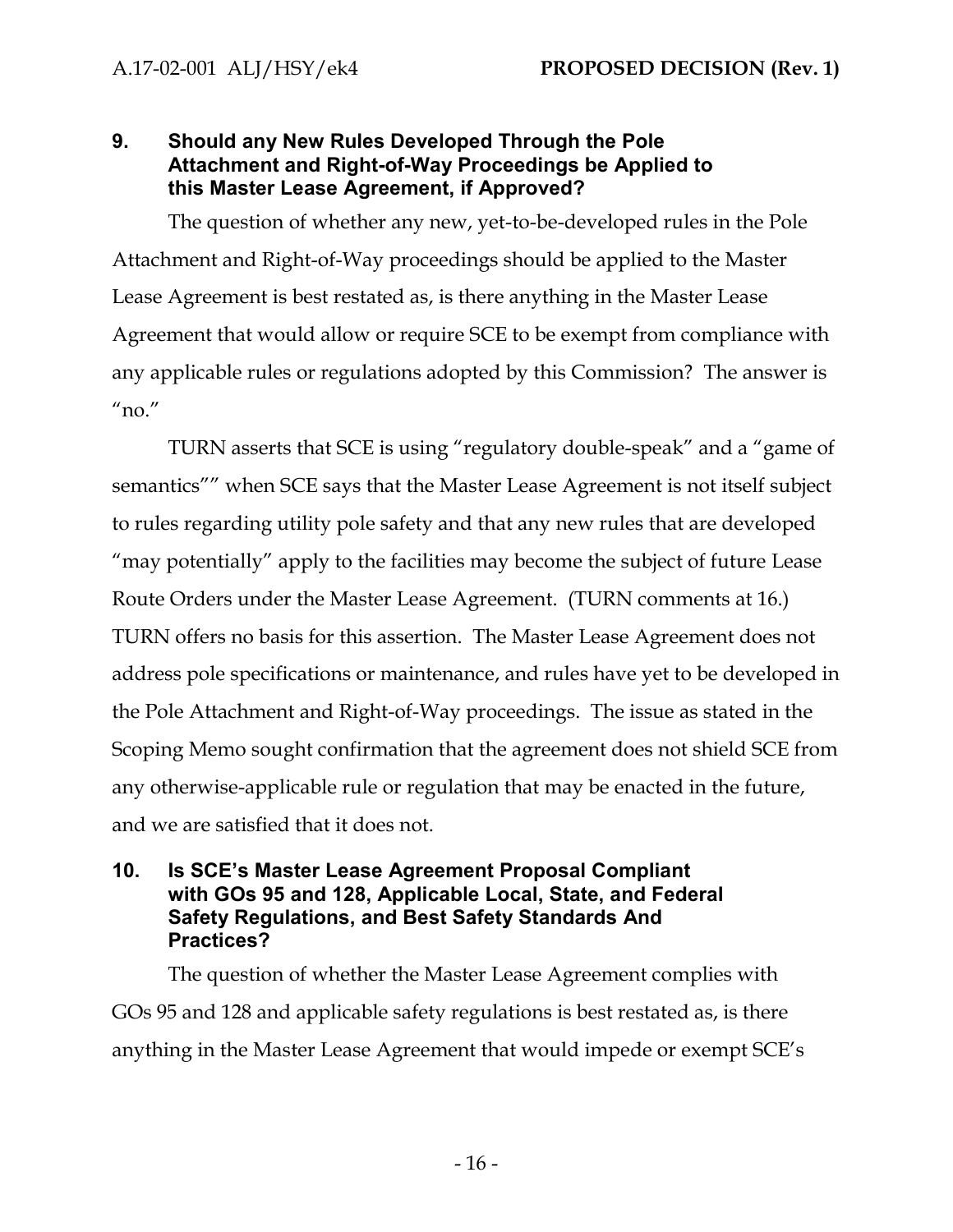## 9. Should any New Rules Developed Through the Pole Attachment and Right-of-Way Proceedings be Applied to this Master Lease Agreement, if Approved?

The question of whether any new, yet-to-be-developed rules in the Pole Attachment and Right-of-Way proceedings should be applied to the Master Lease Agreement is best restated as, is there anything in the Master Lease Agreement that would allow or require SCE to be exempt from compliance with any applicable rules or regulations adopted by this Commission? The answer is "no."

TURN asserts that SCE is using "regulatory double-speak" and a "game of semantics"" when SCE says that the Master Lease Agreement is not itself subject to rules regarding utility pole safety and that any new rules that are developed "may potentially" apply to the facilities may become the subject of future Lease Route Orders under the Master Lease Agreement. (TURN comments at 16.) TURN offers no basis for this assertion. The Master Lease Agreement does not address pole specifications or maintenance, and rules have yet to be developed in the Pole Attachment and Right-of-Way proceedings. The issue as stated in the Scoping Memo sought confirmation that the agreement does not shield SCE from any otherwise-applicable rule or regulation that may be enacted in the future, and we are satisfied that it does not.

## 10. Is SCE's Master Lease Agreement Proposal Compliant with GOs 95 and 128, Applicable Local, State, and Federal Safety Regulations, and Best Safety Standards And Practices?

The question of whether the Master Lease Agreement complies with GOs 95 and 128 and applicable safety regulations is best restated as, is there anything in the Master Lease Agreement that would impede or exempt SCE's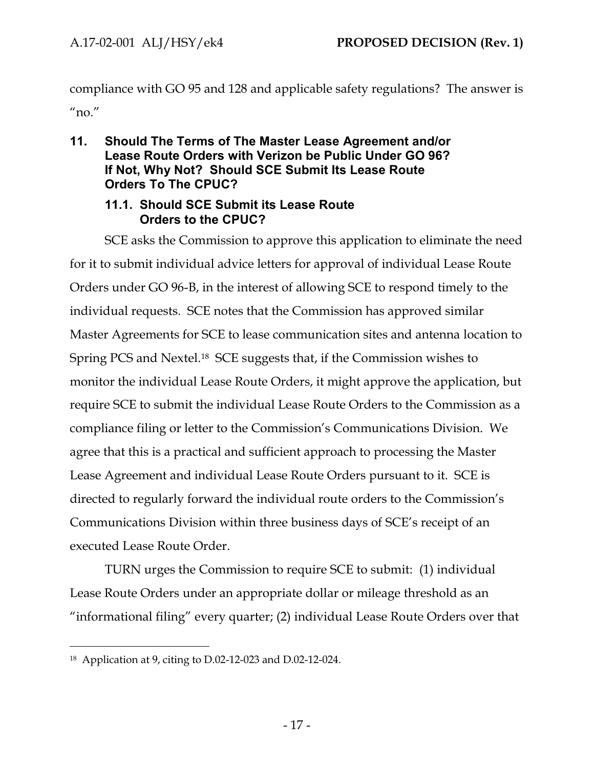compliance with GO 95 and 128 and applicable safety regulations? The answer is "no."

## 11. Should The Terms of The Master Lease Agreement and/or Lease Route Orders with Verizon be Public Under GO 96? If Not, Why Not? Should SCE Submit Its Lease Route Orders To The CPUC?

### 11.1. Should SCE Submit its Lease Route Orders to the CPUC?

SCE asks the Commission to approve this application to eliminate the need for it to submit individual advice letters for approval of individual Lease Route Orders under GO 96-B, in the interest of allowing SCE to respond timely to the individual requests. SCE notes that the Commission has approved similar Master Agreements for SCE to lease communication sites and antenna location to Spring PCS and Nextel.[18] SCE suggests that, if the Commission wishes to monitor the individual Lease Route Orders, it might approve the application, but require SCE to submit the individual Lease Route Orders to the Commission as a compliance filing or letter to the Commission's Communications Division. We agree that this is a practical and sufficient approach to processing the Master Lease Agreement and individual Lease Route Orders pursuant to it. SCE is directed to regularly forward the individual route orders to the Commission's Communications Division within three business days of SCE's receipt of an executed Lease Route Order.

TURN urges the Commission to require SCE to submit: (1) individual Lease Route Orders under an appropriate dollar or mileage threshold as an "informational filing" every quarter; (2) individual Lease Route Orders over that

---

[18] Application at 9, citing to D.02-12-023 and D.02-12-024.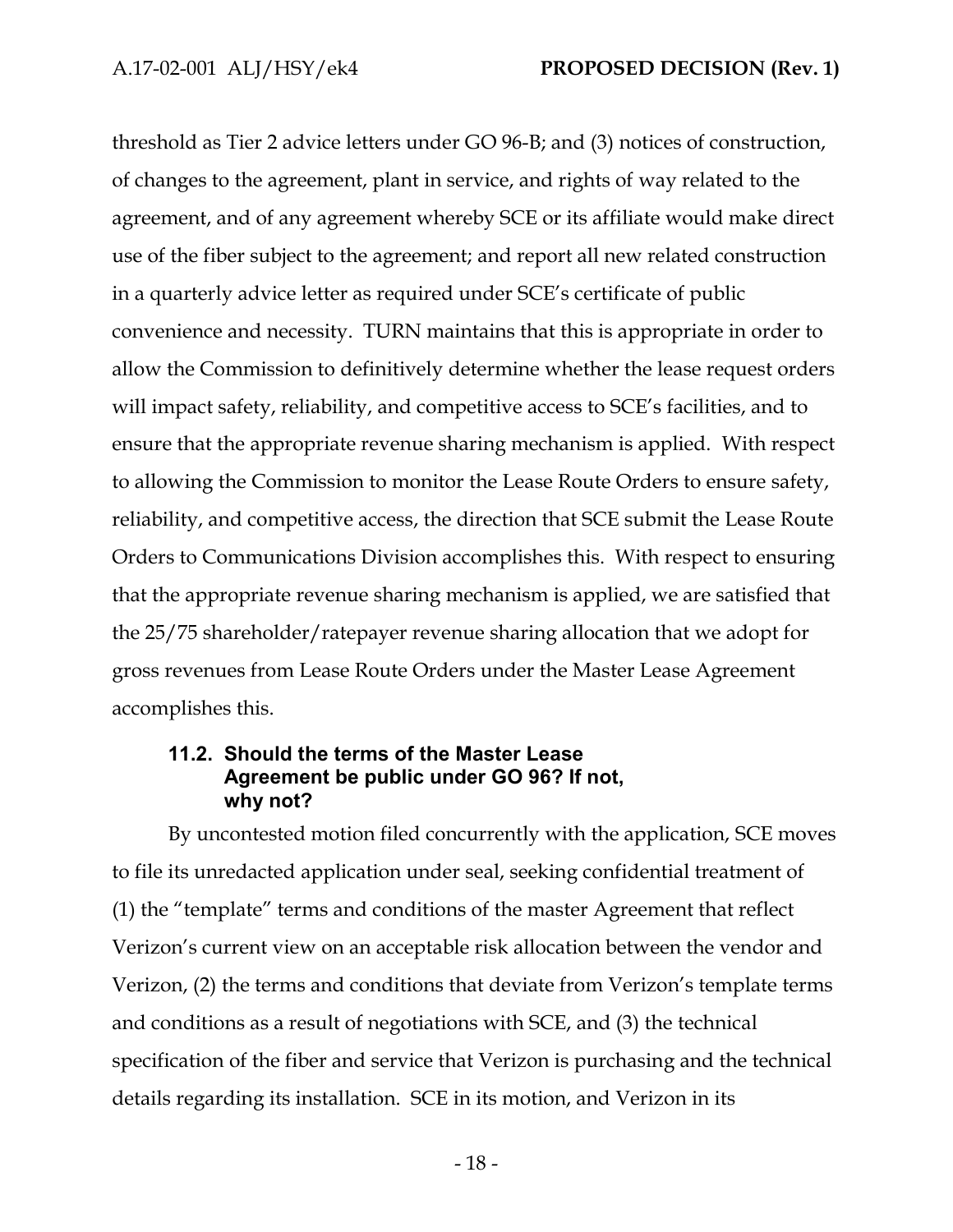threshold as Tier 2 advice letters under GO 96-B; and (3) notices of construction, of changes to the agreement, plant in service, and rights of way related to the agreement, and of any agreement whereby SCE or its affiliate would make direct use of the fiber subject to the agreement; and report all new related construction in a quarterly advice letter as required under SCE's certificate of public convenience and necessity. TURN maintains that this is appropriate in order to allow the Commission to definitively determine whether the lease request orders will impact safety, reliability, and competitive access to SCE's facilities, and to ensure that the appropriate revenue sharing mechanism is applied. With respect to allowing the Commission to monitor the Lease Route Orders to ensure safety, reliability, and competitive access, the direction that SCE submit the Lease Route Orders to Communications Division accomplishes this. With respect to ensuring that the appropriate revenue sharing mechanism is applied, we are satisfied that the 25/75 shareholder/ratepayer revenue sharing allocation that we adopt for gross revenues from Lease Route Orders under the Master Lease Agreement accomplishes this.

### 11.2. Should the terms of the Master Lease Agreement be public under GO 96? If not, why not?

By uncontested motion filed concurrently with the application, SCE moves to file its unredacted application under seal, seeking confidential treatment of (1) the "template" terms and conditions of the master Agreement that reflect Verizon's current view on an acceptable risk allocation between the vendor and Verizon, (2) the terms and conditions that deviate from Verizon's template terms and conditions as a result of negotiations with SCE, and (3) the technical specification of the fiber and service that Verizon is purchasing and the technical details regarding its installation. SCE in its motion, and Verizon in its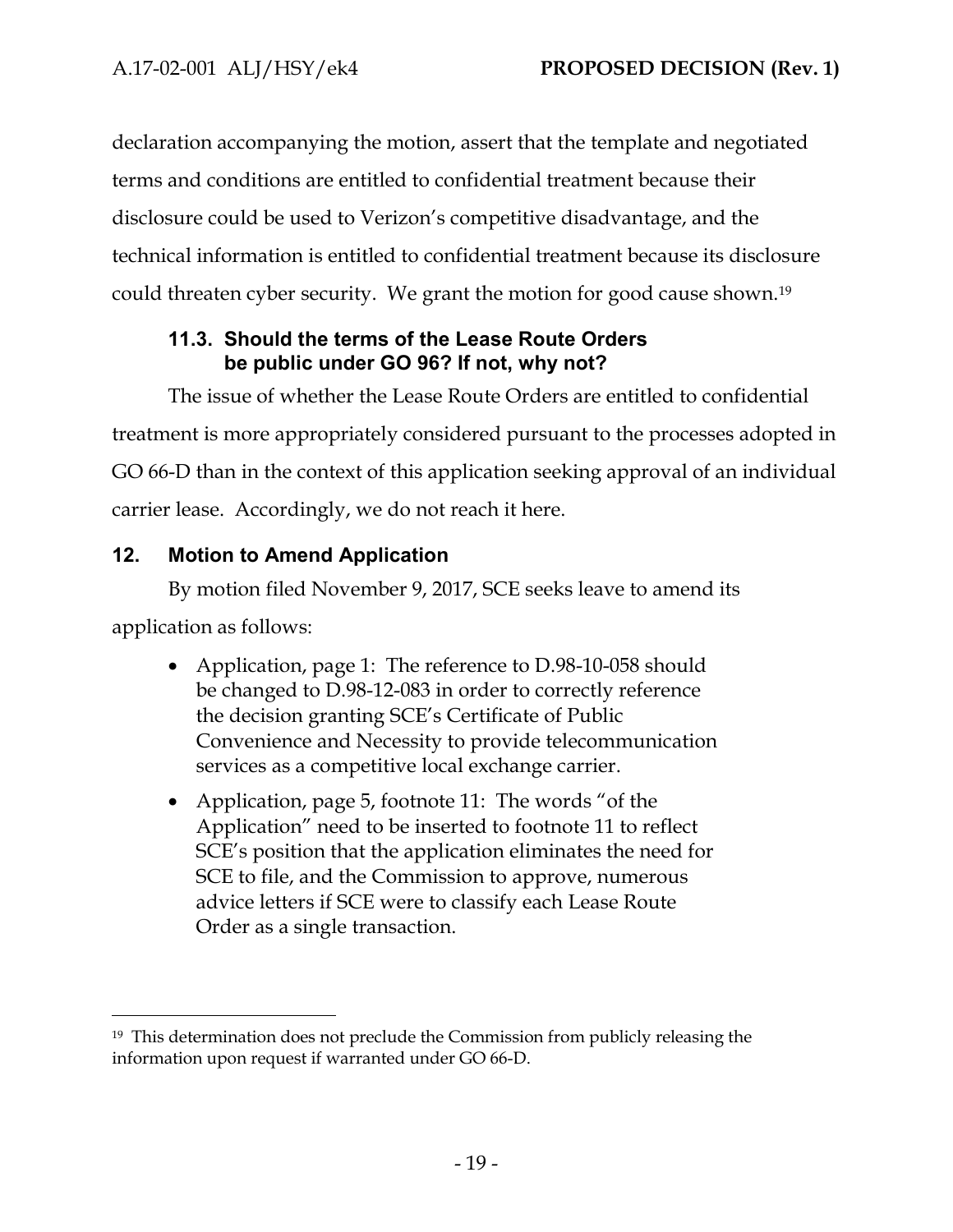declaration accompanying the motion, assert that the template and negotiated terms and conditions are entitled to confidential treatment because their disclosure could be used to Verizon's competitive disadvantage, and the technical information is entitled to confidential treatment because its disclosure could threaten cyber security. We grant the motion for good cause shown.[19]

### 11.3. Should the terms of the Lease Route Orders be public under GO 96? If not, why not?

The issue of whether the Lease Route Orders are entitled to confidential treatment is more appropriately considered pursuant to the processes adopted in GO 66-D than in the context of this application seeking approval of an individual carrier lease. Accordingly, we do not reach it here.

## 12. Motion to Amend Application

By motion filed November 9, 2017, SCE seeks leave to amend its application as follows:

- Application, page 1: The reference to D.98-10-058 should be changed to D.98-12-083 in order to correctly reference the decision granting SCE's Certificate of Public Convenience and Necessity to provide telecommunication services as a competitive local exchange carrier.
- Application, page 5, footnote 11: The words "of the Application" need to be inserted to footnote 11 to reflect SCE's position that the application eliminates the need for SCE to file, and the Commission to approve, numerous advice letters if SCE were to classify each Lease Route Order as a single transaction.

---

[19] This determination does not preclude the Commission from publicly releasing the information upon request if warranted under GO 66-D.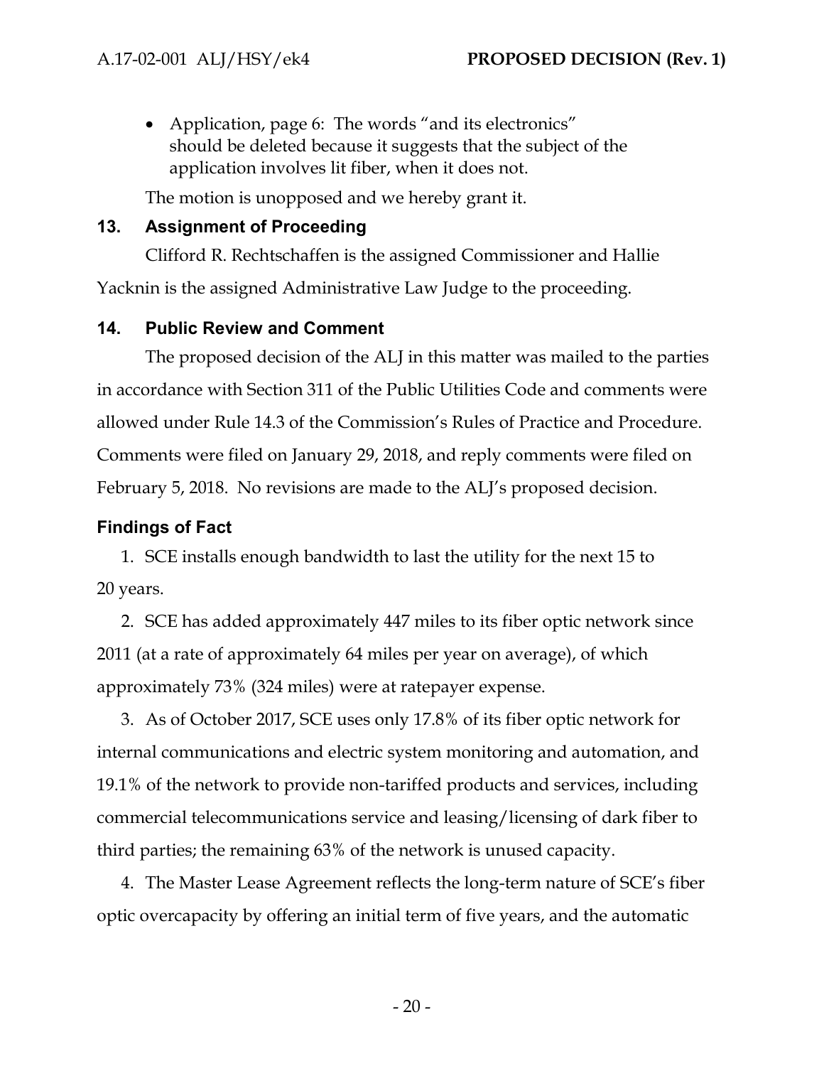- Application, page 6: The words "and its electronics" should be deleted because it suggests that the subject of the application involves lit fiber, when it does not.

The motion is unopposed and we hereby grant it.

## 13. Assignment of Proceeding

Clifford R. Rechtschaffen is the assigned Commissioner and Hallie Yacknin is the assigned Administrative Law Judge to the proceeding.

## 14. Public Review and Comment

The proposed decision of the ALJ in this matter was mailed to the parties in accordance with Section 311 of the Public Utilities Code and comments were allowed under Rule 14.3 of the Commission's Rules of Practice and Procedure. Comments were filed on January 29, 2018, and reply comments were filed on February 5, 2018. No revisions are made to the ALJ's proposed decision.

## Findings of Fact

1. SCE installs enough bandwidth to last the utility for the next 15 to 20 years.

2. SCE has added approximately 447 miles to its fiber optic network since 2011 (at a rate of approximately 64 miles per year on average), of which approximately 73% (324 miles) were at ratepayer expense.

3. As of October 2017, SCE uses only 17.8% of its fiber optic network for internal communications and electric system monitoring and automation, and 19.1% of the network to provide non-tariffed products and services, including commercial telecommunications service and leasing/licensing of dark fiber to third parties; the remaining 63% of the network is unused capacity.

4. The Master Lease Agreement reflects the long-term nature of SCE's fiber optic overcapacity by offering an initial term of five years, and the automatic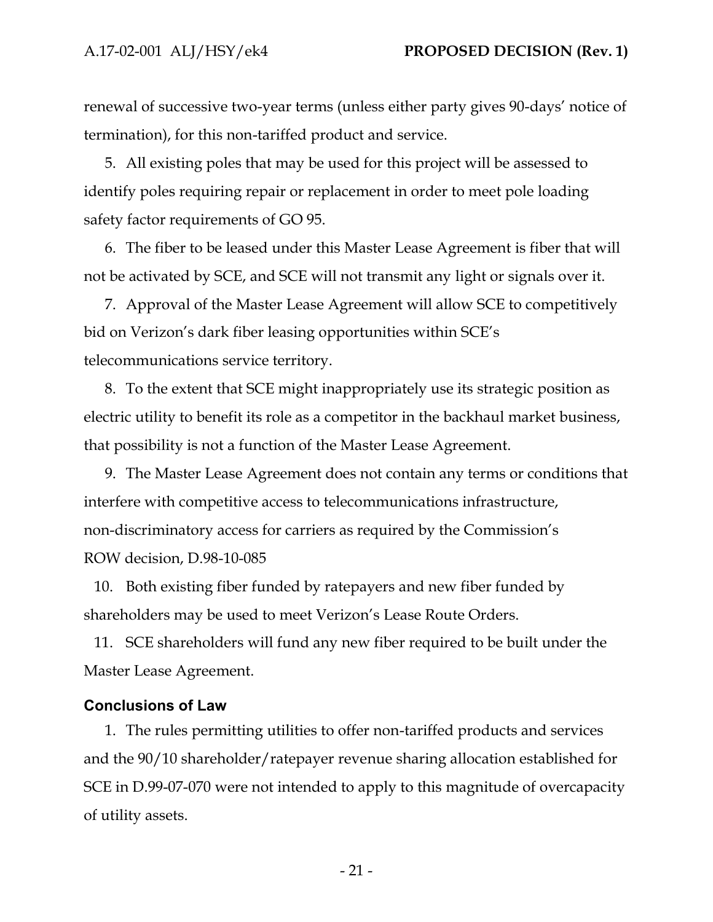renewal of successive two-year terms (unless either party gives 90-days' notice of termination), for this non-tariffed product and service.

5. All existing poles that may be used for this project will be assessed to identify poles requiring repair or replacement in order to meet pole loading safety factor requirements of GO 95.

6. The fiber to be leased under this Master Lease Agreement is fiber that will not be activated by SCE, and SCE will not transmit any light or signals over it.

7. Approval of the Master Lease Agreement will allow SCE to competitively bid on Verizon's dark fiber leasing opportunities within SCE's telecommunications service territory.

8. To the extent that SCE might inappropriately use its strategic position as electric utility to benefit its role as a competitor in the backhaul market business, that possibility is not a function of the Master Lease Agreement.

9. The Master Lease Agreement does not contain any terms or conditions that interfere with competitive access to telecommunications infrastructure, non-discriminatory access for carriers as required by the Commission's ROW decision, D.98-10-085

10. Both existing fiber funded by ratepayers and new fiber funded by shareholders may be used to meet Verizon's Lease Route Orders.

11. SCE shareholders will fund any new fiber required to be built under the Master Lease Agreement.

## Conclusions of Law

1. The rules permitting utilities to offer non-tariffed products and services and the 90/10 shareholder/ratepayer revenue sharing allocation established for SCE in D.99-07-070 were not intended to apply to this magnitude of overcapacity of utility assets.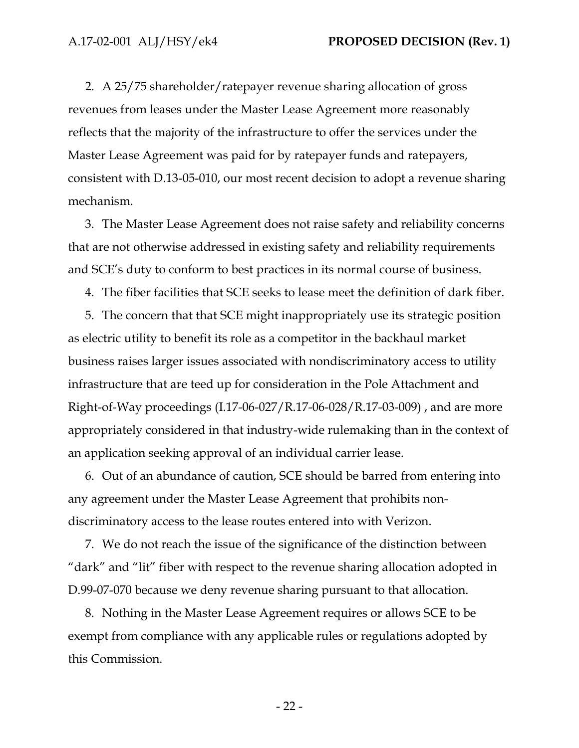2. A 25/75 shareholder/ratepayer revenue sharing allocation of gross revenues from leases under the Master Lease Agreement more reasonably reflects that the majority of the infrastructure to offer the services under the Master Lease Agreement was paid for by ratepayer funds and ratepayers, consistent with D.13-05-010, our most recent decision to adopt a revenue sharing mechanism.

3. The Master Lease Agreement does not raise safety and reliability concerns that are not otherwise addressed in existing safety and reliability requirements and SCE's duty to conform to best practices in its normal course of business.

4. The fiber facilities that SCE seeks to lease meet the definition of dark fiber.

5. The concern that that SCE might inappropriately use its strategic position as electric utility to benefit its role as a competitor in the backhaul market business raises larger issues associated with nondiscriminatory access to utility infrastructure that are teed up for consideration in the Pole Attachment and Right-of-Way proceedings (I.17-06-027/R.17-06-028/R.17-03-009) , and are more appropriately considered in that industry-wide rulemaking than in the context of an application seeking approval of an individual carrier lease.

6. Out of an abundance of caution, SCE should be barred from entering into any agreement under the Master Lease Agreement that prohibits non-discriminatory access to the lease routes entered into with Verizon.

7. We do not reach the issue of the significance of the distinction between "dark" and "lit" fiber with respect to the revenue sharing allocation adopted in D.99-07-070 because we deny revenue sharing pursuant to that allocation.

8. Nothing in the Master Lease Agreement requires or allows SCE to be exempt from compliance with any applicable rules or regulations adopted by this Commission.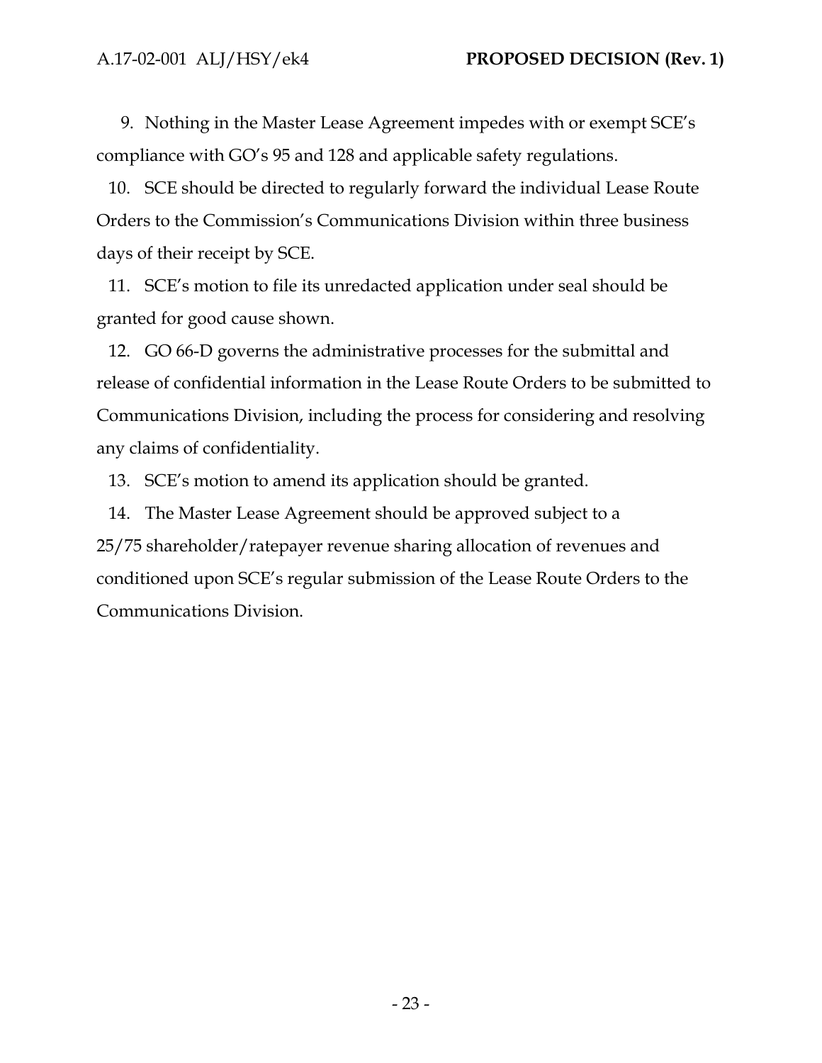9. Nothing in the Master Lease Agreement impedes with or exempt SCE's compliance with GO's 95 and 128 and applicable safety regulations.

10. SCE should be directed to regularly forward the individual Lease Route Orders to the Commission's Communications Division within three business days of their receipt by SCE.

11. SCE's motion to file its unredacted application under seal should be granted for good cause shown.

12. GO 66-D governs the administrative processes for the submittal and release of confidential information in the Lease Route Orders to be submitted to Communications Division, including the process for considering and resolving any claims of confidentiality.

13. SCE's motion to amend its application should be granted.

14. The Master Lease Agreement should be approved subject to a 25/75 shareholder/ratepayer revenue sharing allocation of revenues and conditioned upon SCE's regular submission of the Lease Route Orders to the Communications Division.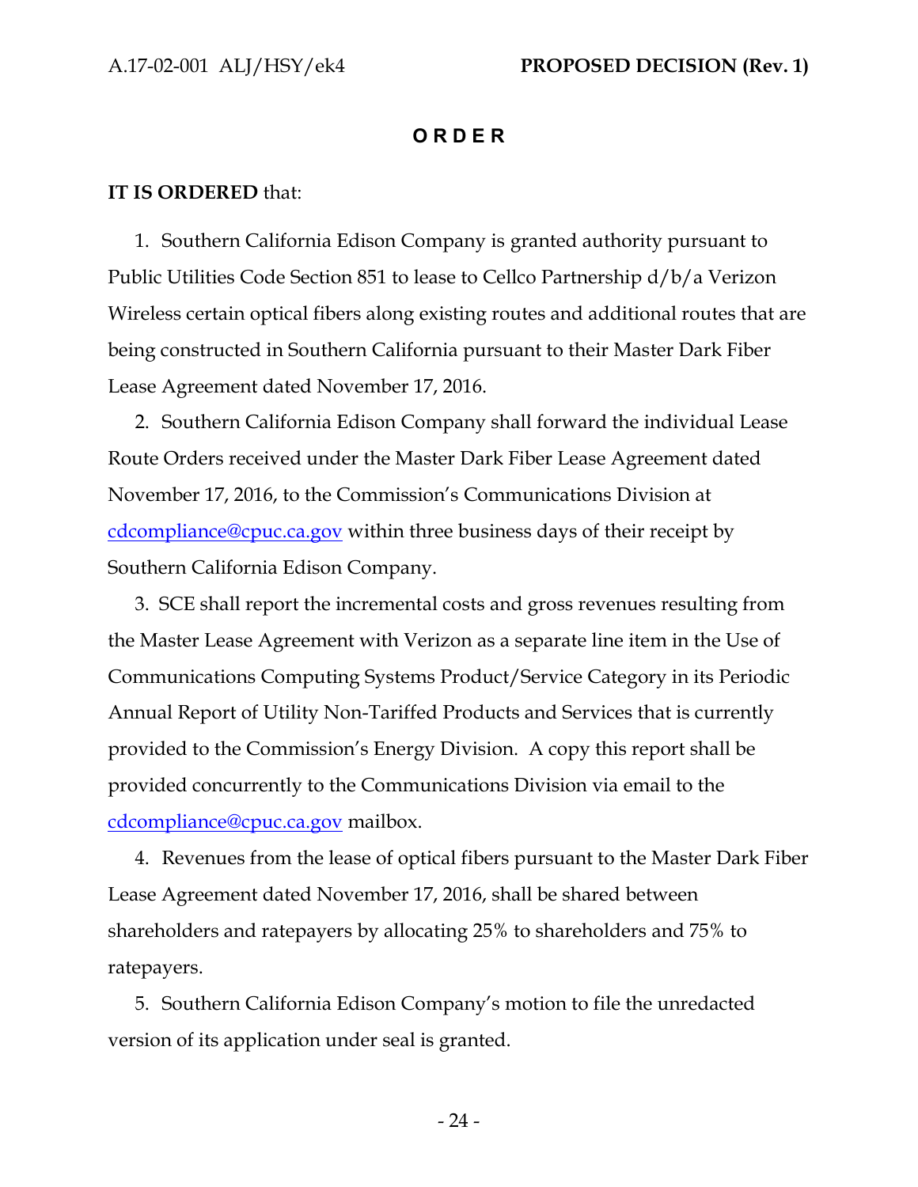# O R D E R

**IT IS ORDERED** that:

1. Southern California Edison Company is granted authority pursuant to Public Utilities Code Section 851 to lease to Cellco Partnership d/b/a Verizon Wireless certain optical fibers along existing routes and additional routes that are being constructed in Southern California pursuant to their Master Dark Fiber Lease Agreement dated November 17, 2016.

2. Southern California Edison Company shall forward the individual Lease Route Orders received under the Master Dark Fiber Lease Agreement dated November 17, 2016, to the Commission's Communications Division at cdcompliance@cpuc.ca.gov within three business days of their receipt by Southern California Edison Company.

3. SCE shall report the incremental costs and gross revenues resulting from the Master Lease Agreement with Verizon as a separate line item in the Use of Communications Computing Systems Product/Service Category in its Periodic Annual Report of Utility Non-Tariffed Products and Services that is currently provided to the Commission's Energy Division. A copy this report shall be provided concurrently to the Communications Division via email to the cdcompliance@cpuc.ca.gov mailbox.

4. Revenues from the lease of optical fibers pursuant to the Master Dark Fiber Lease Agreement dated November 17, 2016, shall be shared between shareholders and ratepayers by allocating 25% to shareholders and 75% to ratepayers.

5. Southern California Edison Company's motion to file the unredacted version of its application under seal is granted.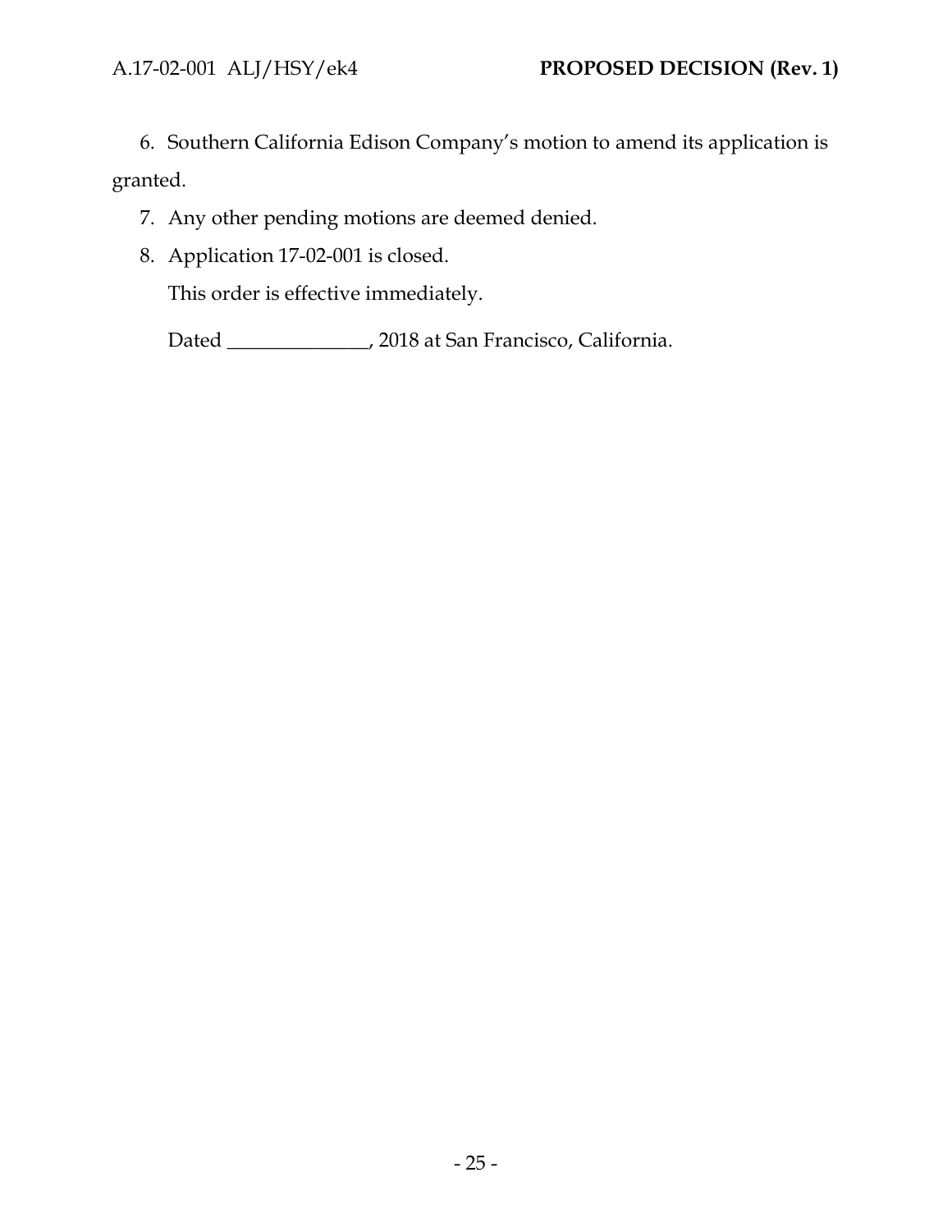6. Southern California Edison Company's motion to amend its application is granted.
7. Any other pending motions are deemed denied.
8. Application 17-02-001 is closed.

This order is effective immediately.

Dated _______________, 2018 at San Francisco, California.